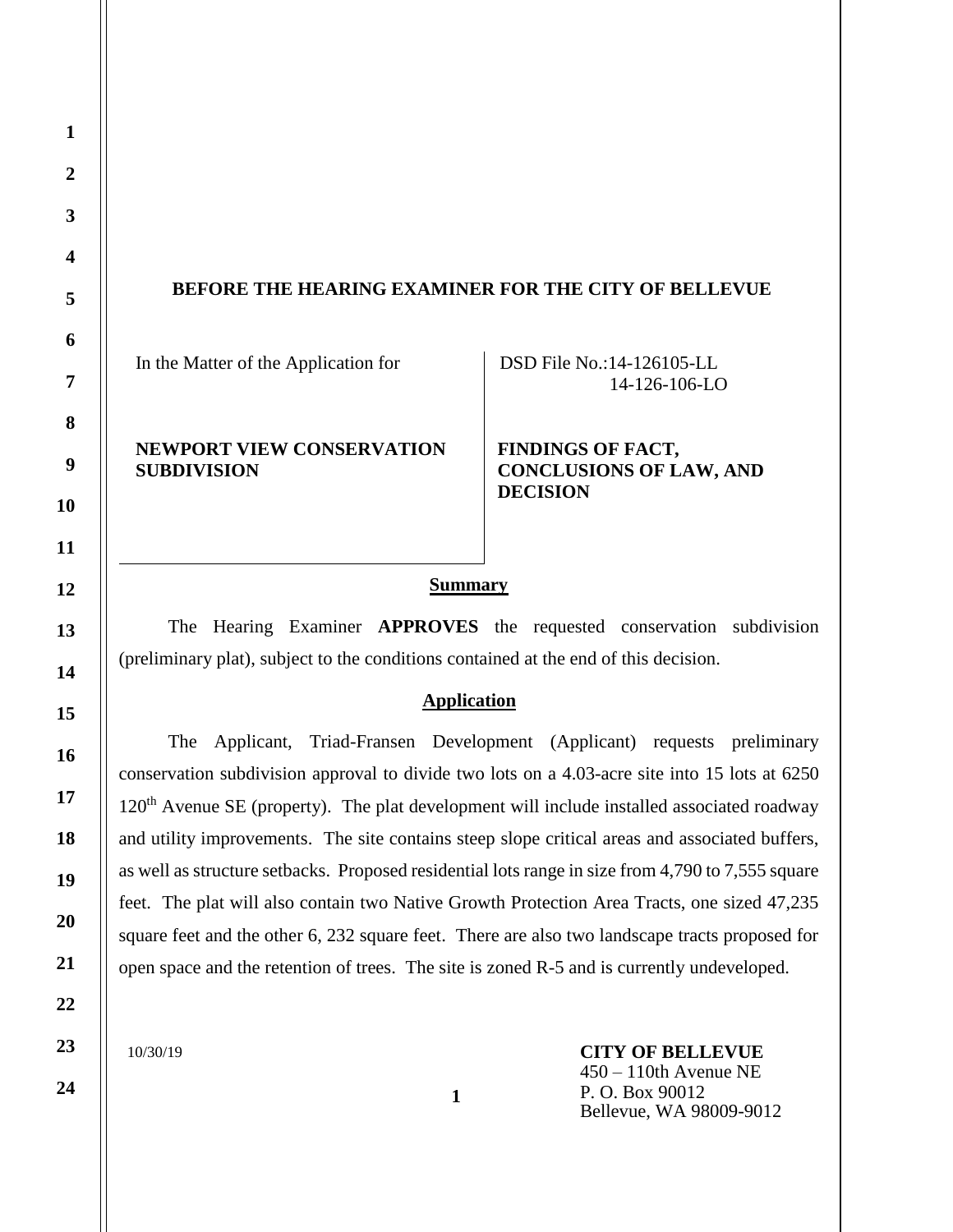**BEFORE THE HEARING EXAMINER FOR THE CITY OF BELLEVUE**

| In the Matter of the Application for | DSD File No.:14-126105-LL |
|---|---|
| | 14-126-106-LO |
| **NEWPORT VIEW CONSERVATION SUBDIVISION** | **FINDINGS OF FACT, CONCLUSIONS OF LAW, AND DECISION** |

## Summary

The Hearing Examiner **APPROVES** the requested conservation subdivision (preliminary plat), subject to the conditions contained at the end of this decision.

## Application

The Applicant, Triad-Fransen Development (Applicant) requests preliminary conservation subdivision approval to divide two lots on a 4.03-acre site into 15 lots at 6250 120th Avenue SE (property). The plat development will include installed associated roadway and utility improvements. The site contains steep slope critical areas and associated buffers, as well as structure setbacks. Proposed residential lots range in size from 4,790 to 7,555 square feet. The plat will also contain two Native Growth Protection Area Tracts, one sized 47,235 square feet and the other 6, 232 square feet. There are also two landscape tracts proposed for open space and the retention of trees. The site is zoned R-5 and is currently undeveloped.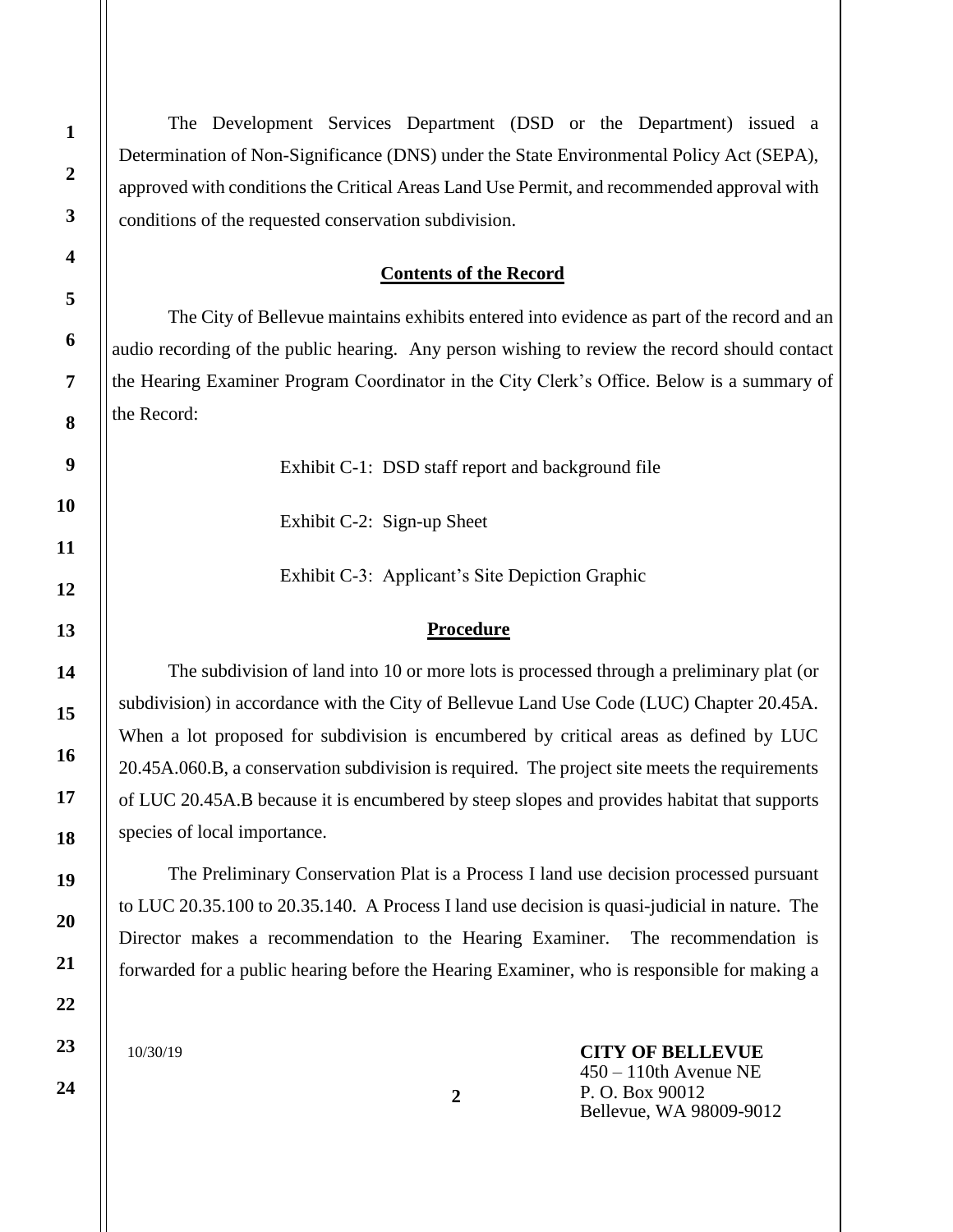The Development Services Department (DSD or the Department) issued a Determination of Non-Significance (DNS) under the State Environmental Policy Act (SEPA), approved with conditions the Critical Areas Land Use Permit, and recommended approval with conditions of the requested conservation subdivision.

## Contents of the Record

The City of Bellevue maintains exhibits entered into evidence as part of the record and an audio recording of the public hearing. Any person wishing to review the record should contact the Hearing Examiner Program Coordinator in the City Clerk's Office. Below is a summary of the Record:

Exhibit C-1: DSD staff report and background file

Exhibit C-2: Sign-up Sheet

Exhibit C-3: Applicant's Site Depiction Graphic

## Procedure

The subdivision of land into 10 or more lots is processed through a preliminary plat (or subdivision) in accordance with the City of Bellevue Land Use Code (LUC) Chapter 20.45A. When a lot proposed for subdivision is encumbered by critical areas as defined by LUC 20.45A.060.B, a conservation subdivision is required. The project site meets the requirements of LUC 20.45A.B because it is encumbered by steep slopes and provides habitat that supports species of local importance.

The Preliminary Conservation Plat is a Process I land use decision processed pursuant to LUC 20.35.100 to 20.35.140. A Process I land use decision is quasi-judicial in nature. The Director makes a recommendation to the Hearing Examiner. The recommendation is forwarded for a public hearing before the Hearing Examiner, who is responsible for making a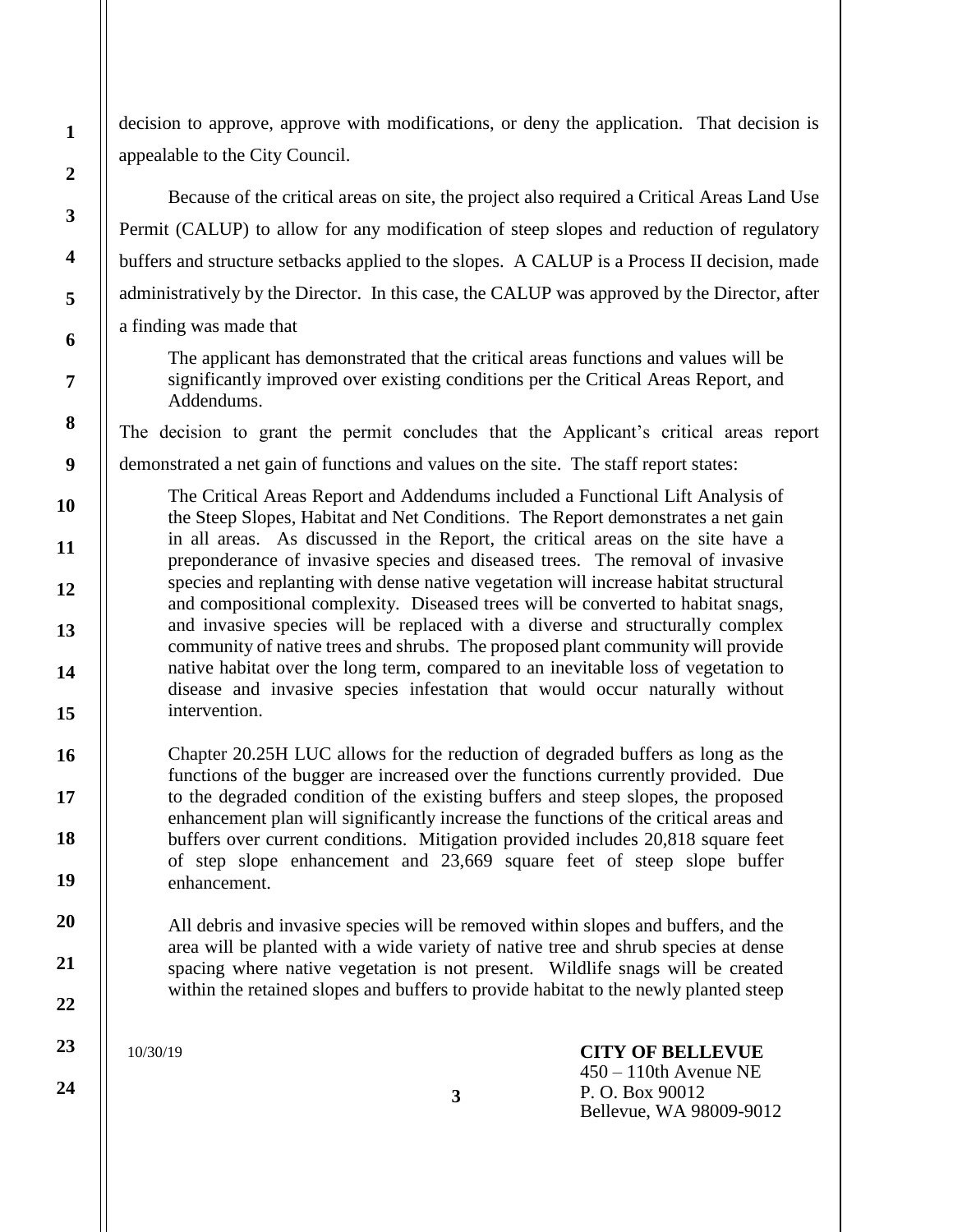decision to approve, approve with modifications, or deny the application. That decision is appealable to the City Council.

Because of the critical areas on site, the project also required a Critical Areas Land Use Permit (CALUP) to allow for any modification of steep slopes and reduction of regulatory buffers and structure setbacks applied to the slopes. A CALUP is a Process II decision, made administratively by the Director. In this case, the CALUP was approved by the Director, after a finding was made that

> The applicant has demonstrated that the critical areas functions and values will be significantly improved over existing conditions per the Critical Areas Report, and Addendums.

The decision to grant the permit concludes that the Applicant's critical areas report demonstrated a net gain of functions and values on the site. The staff report states:

> The Critical Areas Report and Addendums included a Functional Lift Analysis of the Steep Slopes, Habitat and Net Conditions. The Report demonstrates a net gain in all areas. As discussed in the Report, the critical areas on the site have a preponderance of invasive species and diseased trees. The removal of invasive species and replanting with dense native vegetation will increase habitat structural and compositional complexity. Diseased trees will be converted to habitat snags, and invasive species will be replaced with a diverse and structurally complex community of native trees and shrubs. The proposed plant community will provide native habitat over the long term, compared to an inevitable loss of vegetation to disease and invasive species infestation that would occur naturally without intervention.
>
> Chapter 20.25H LUC allows for the reduction of degraded buffers as long as the functions of the bugger are increased over the functions currently provided. Due to the degraded condition of the existing buffers and steep slopes, the proposed enhancement plan will significantly increase the functions of the critical areas and buffers over current conditions. Mitigation provided includes 20,818 square feet of step slope enhancement and 23,669 square feet of steep slope buffer enhancement.
>
> All debris and invasive species will be removed within slopes and buffers, and the area will be planted with a wide variety of native tree and shrub species at dense spacing where native vegetation is not present. Wildlife snags will be created within the retained slopes and buffers to provide habitat to the newly planted steep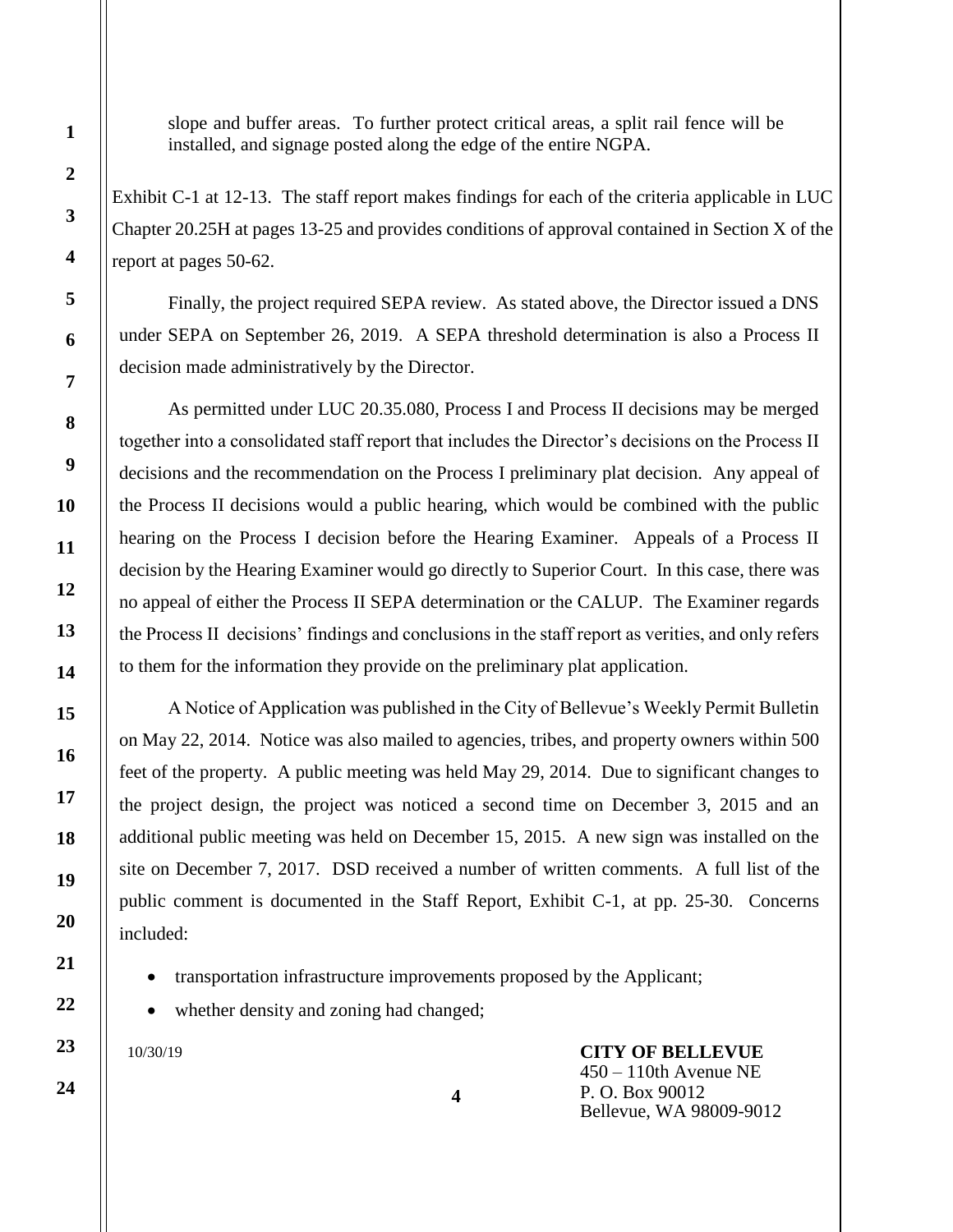slope and buffer areas. To further protect critical areas, a split rail fence will be installed, and signage posted along the edge of the entire NGPA.

Exhibit C-1 at 12-13. The staff report makes findings for each of the criteria applicable in LUC Chapter 20.25H at pages 13-25 and provides conditions of approval contained in Section X of the report at pages 50-62.

Finally, the project required SEPA review. As stated above, the Director issued a DNS under SEPA on September 26, 2019. A SEPA threshold determination is also a Process II decision made administratively by the Director.

As permitted under LUC 20.35.080, Process I and Process II decisions may be merged together into a consolidated staff report that includes the Director's decisions on the Process II decisions and the recommendation on the Process I preliminary plat decision. Any appeal of the Process II decisions would a public hearing, which would be combined with the public hearing on the Process I decision before the Hearing Examiner. Appeals of a Process II decision by the Hearing Examiner would go directly to Superior Court. In this case, there was no appeal of either the Process II SEPA determination or the CALUP. The Examiner regards the Process II decisions' findings and conclusions in the staff report as verities, and only refers to them for the information they provide on the preliminary plat application.

A Notice of Application was published in the City of Bellevue's Weekly Permit Bulletin on May 22, 2014. Notice was also mailed to agencies, tribes, and property owners within 500 feet of the property. A public meeting was held May 29, 2014. Due to significant changes to the project design, the project was noticed a second time on December 3, 2015 and an additional public meeting was held on December 15, 2015. A new sign was installed on the site on December 7, 2017. DSD received a number of written comments. A full list of the public comment is documented in the Staff Report, Exhibit C-1, at pp. 25-30. Concerns included:

- transportation infrastructure improvements proposed by the Applicant;
- whether density and zoning had changed;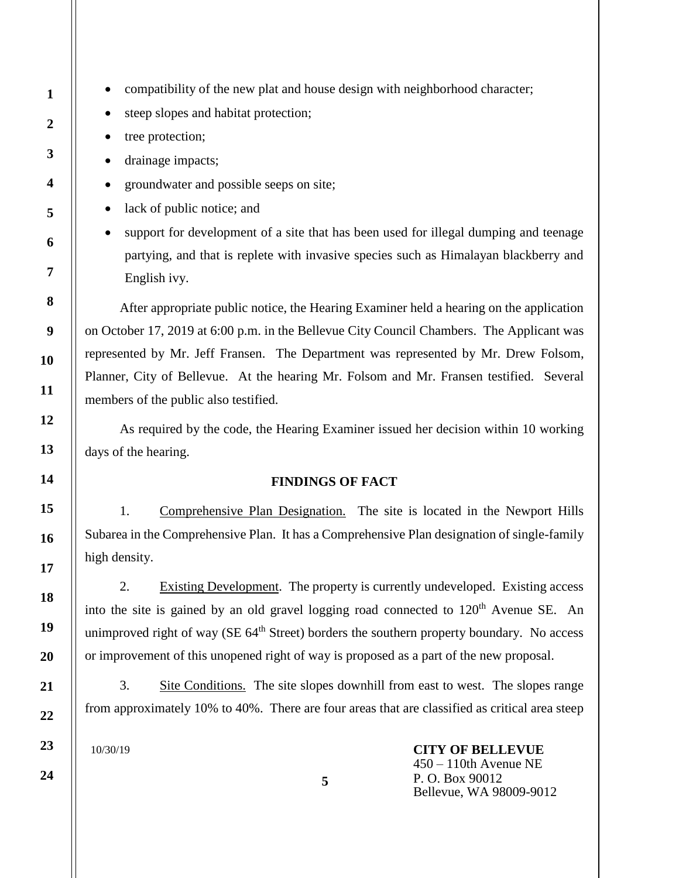- compatibility of the new plat and house design with neighborhood character;
- steep slopes and habitat protection;
- tree protection;
- drainage impacts;
- groundwater and possible seeps on site;
- lack of public notice; and
- support for development of a site that has been used for illegal dumping and teenage partying, and that is replete with invasive species such as Himalayan blackberry and English ivy.

After appropriate public notice, the Hearing Examiner held a hearing on the application on October 17, 2019 at 6:00 p.m. in the Bellevue City Council Chambers. The Applicant was represented by Mr. Jeff Fransen. The Department was represented by Mr. Drew Folsom, Planner, City of Bellevue. At the hearing Mr. Folsom and Mr. Fransen testified. Several members of the public also testified.

As required by the code, the Hearing Examiner issued her decision within 10 working days of the hearing.

## FINDINGS OF FACT

1. Comprehensive Plan Designation. The site is located in the Newport Hills Subarea in the Comprehensive Plan. It has a Comprehensive Plan designation of single-family high density.

2. Existing Development. The property is currently undeveloped. Existing access into the site is gained by an old gravel logging road connected to 120th Avenue SE. An unimproved right of way (SE 64th Street) borders the southern property boundary. No access or improvement of this unopened right of way is proposed as a part of the new proposal.

3. Site Conditions. The site slopes downhill from east to west. The slopes range from approximately 10% to 40%. There are four areas that are classified as critical area steep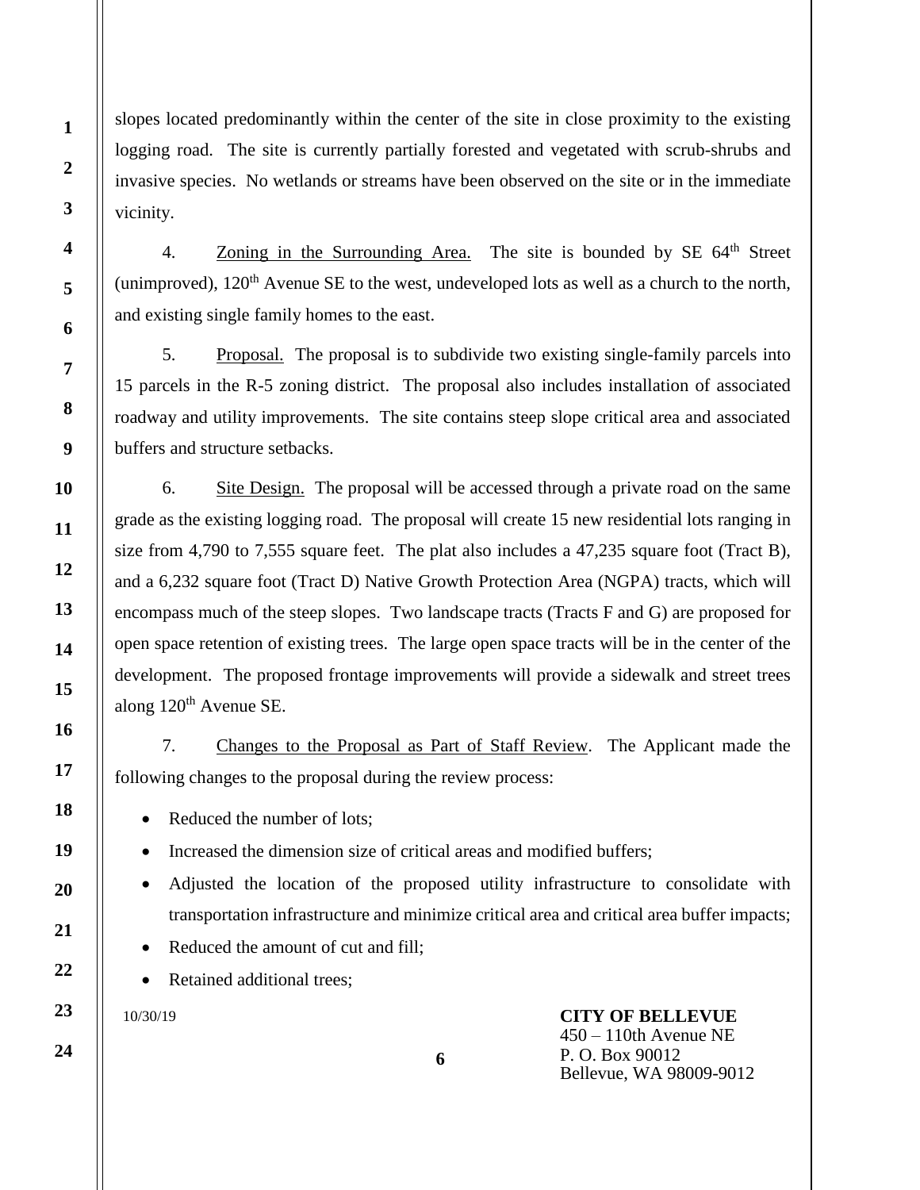slopes located predominantly within the center of the site in close proximity to the existing logging road. The site is currently partially forested and vegetated with scrub-shrubs and invasive species. No wetlands or streams have been observed on the site or in the immediate vicinity.

4. Zoning in the Surrounding Area. The site is bounded by SE 64th Street (unimproved), 120th Avenue SE to the west, undeveloped lots as well as a church to the north, and existing single family homes to the east.

5. Proposal. The proposal is to subdivide two existing single-family parcels into 15 parcels in the R-5 zoning district. The proposal also includes installation of associated roadway and utility improvements. The site contains steep slope critical area and associated buffers and structure setbacks.

6. Site Design. The proposal will be accessed through a private road on the same grade as the existing logging road. The proposal will create 15 new residential lots ranging in size from 4,790 to 7,555 square feet. The plat also includes a 47,235 square foot (Tract B), and a 6,232 square foot (Tract D) Native Growth Protection Area (NGPA) tracts, which will encompass much of the steep slopes. Two landscape tracts (Tracts F and G) are proposed for open space retention of existing trees. The large open space tracts will be in the center of the development. The proposed frontage improvements will provide a sidewalk and street trees along 120th Avenue SE.

7. Changes to the Proposal as Part of Staff Review. The Applicant made the following changes to the proposal during the review process:

- Reduced the number of lots;
- Increased the dimension size of critical areas and modified buffers;
- Adjusted the location of the proposed utility infrastructure to consolidate with transportation infrastructure and minimize critical area and critical area buffer impacts;
- Reduced the amount of cut and fill;
- Retained additional trees;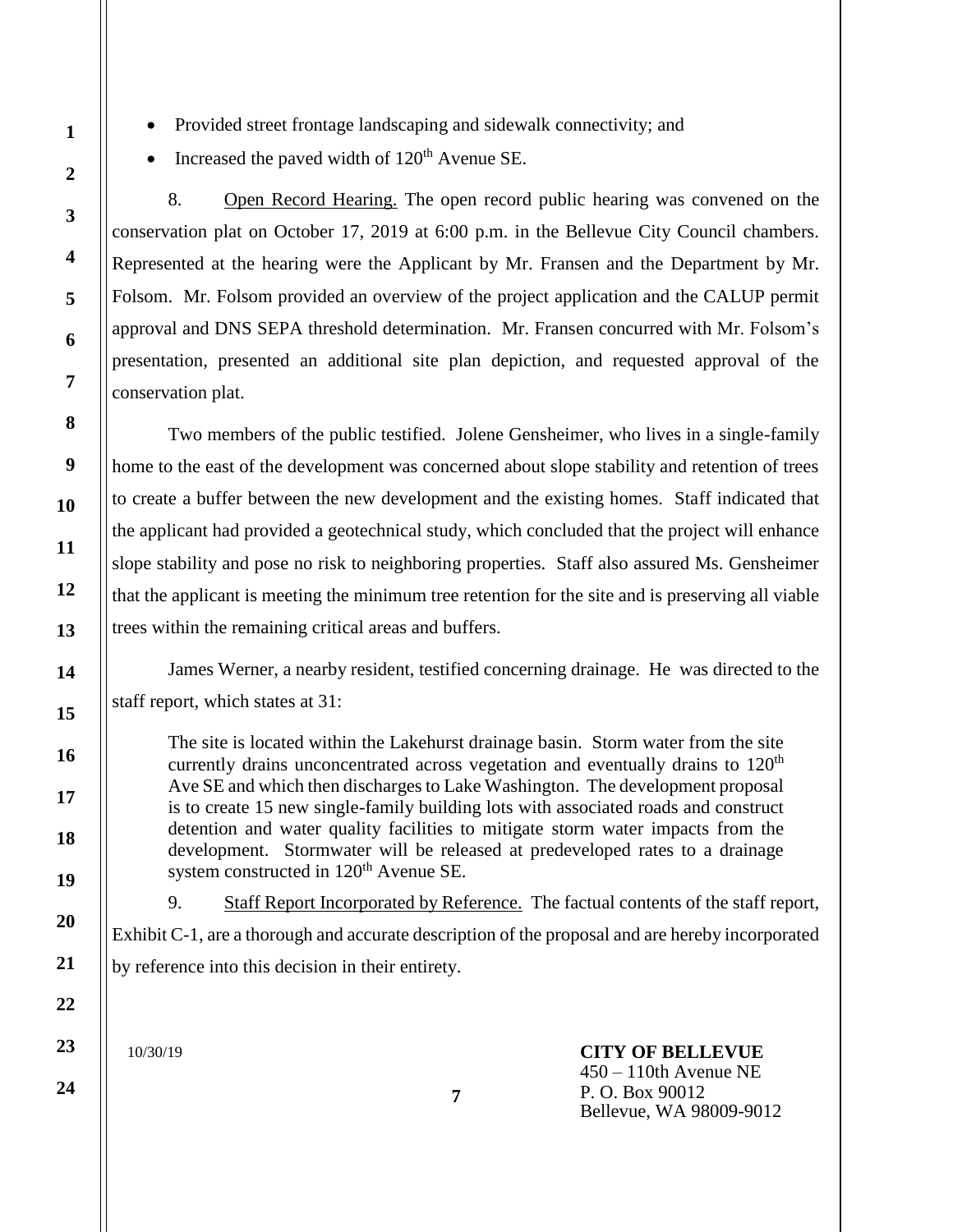- Provided street frontage landscaping and sidewalk connectivity; and
- Increased the paved width of 120th Avenue SE.

8. Open Record Hearing. The open record public hearing was convened on the conservation plat on October 17, 2019 at 6:00 p.m. in the Bellevue City Council chambers. Represented at the hearing were the Applicant by Mr. Fransen and the Department by Mr. Folsom. Mr. Folsom provided an overview of the project application and the CALUP permit approval and DNS SEPA threshold determination. Mr. Fransen concurred with Mr. Folsom's presentation, presented an additional site plan depiction, and requested approval of the conservation plat.

Two members of the public testified. Jolene Gensheimer, who lives in a single-family home to the east of the development was concerned about slope stability and retention of trees to create a buffer between the new development and the existing homes. Staff indicated that the applicant had provided a geotechnical study, which concluded that the project will enhance slope stability and pose no risk to neighboring properties. Staff also assured Ms. Gensheimer that the applicant is meeting the minimum tree retention for the site and is preserving all viable trees within the remaining critical areas and buffers.

James Werner, a nearby resident, testified concerning drainage. He was directed to the staff report, which states at 31:

> The site is located within the Lakehurst drainage basin. Storm water from the site currently drains unconcentrated across vegetation and eventually drains to 120th Ave SE and which then discharges to Lake Washington. The development proposal is to create 15 new single-family building lots with associated roads and construct detention and water quality facilities to mitigate storm water impacts from the development. Stormwater will be released at predeveloped rates to a drainage system constructed in 120th Avenue SE.

9. Staff Report Incorporated by Reference. The factual contents of the staff report, Exhibit C-1, are a thorough and accurate description of the proposal and are hereby incorporated by reference into this decision in their entirety.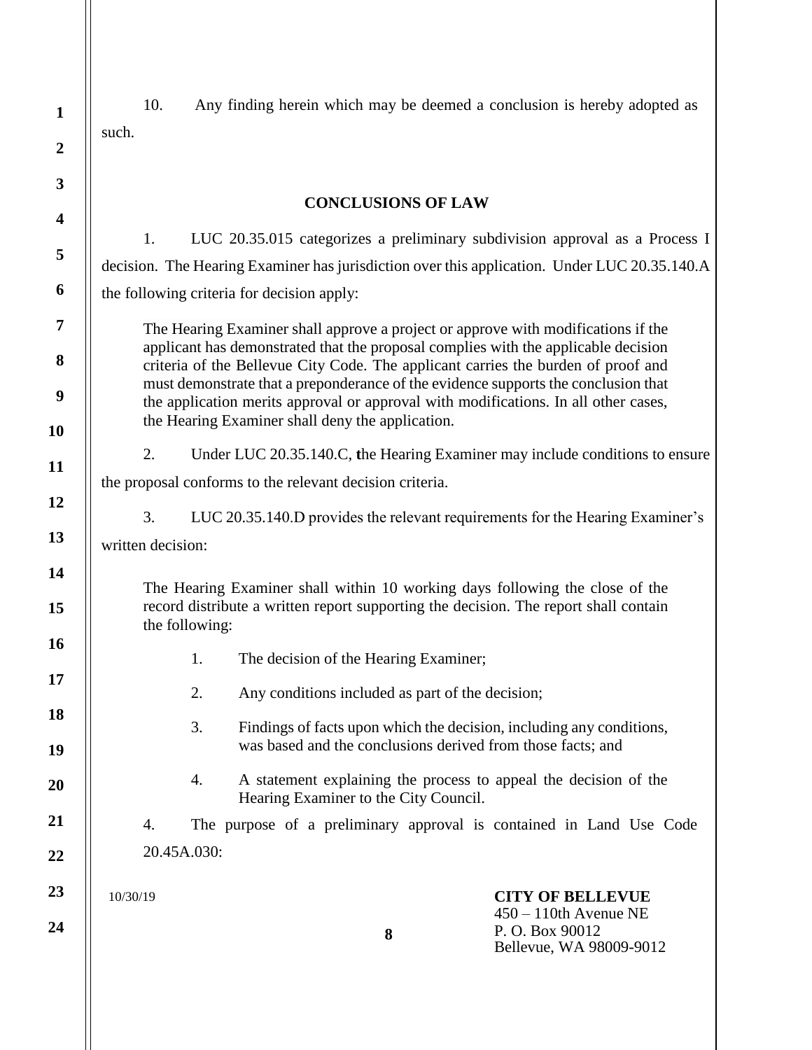10. Any finding herein which may be deemed a conclusion is hereby adopted as such.

## CONCLUSIONS OF LAW

1. LUC 20.35.015 categorizes a preliminary subdivision approval as a Process I decision. The Hearing Examiner has jurisdiction over this application. Under LUC 20.35.140.A the following criteria for decision apply:

> The Hearing Examiner shall approve a project or approve with modifications if the applicant has demonstrated that the proposal complies with the applicable decision criteria of the Bellevue City Code. The applicant carries the burden of proof and must demonstrate that a preponderance of the evidence supports the conclusion that the application merits approval or approval with modifications. In all other cases, the Hearing Examiner shall deny the application.

2. Under LUC 20.35.140.C, the Hearing Examiner may include conditions to ensure the proposal conforms to the relevant decision criteria.

3. LUC 20.35.140.D provides the relevant requirements for the Hearing Examiner's written decision:

> The Hearing Examiner shall within 10 working days following the close of the record distribute a written report supporting the decision. The report shall contain the following:
>
> 1. The decision of the Hearing Examiner;
> 2. Any conditions included as part of the decision;
> 3. Findings of facts upon which the decision, including any conditions, was based and the conclusions derived from those facts; and
> 4. A statement explaining the process to appeal the decision of the Hearing Examiner to the City Council.

4. The purpose of a preliminary approval is contained in Land Use Code 20.45A.030:

10/30/19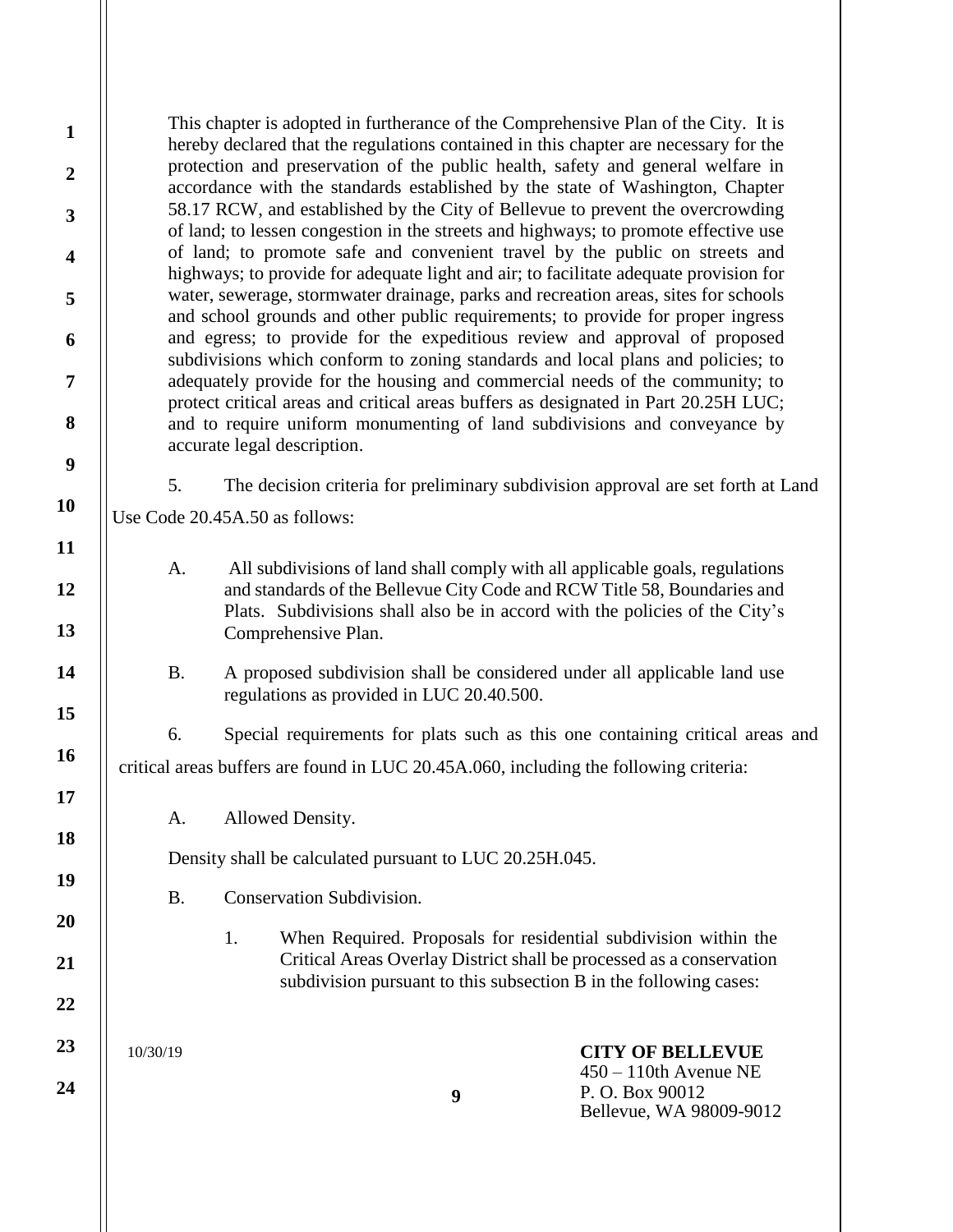This chapter is adopted in furtherance of the Comprehensive Plan of the City. It is hereby declared that the regulations contained in this chapter are necessary for the protection and preservation of the public health, safety and general welfare in accordance with the standards established by the state of Washington, Chapter 58.17 RCW, and established by the City of Bellevue to prevent the overcrowding of land; to lessen congestion in the streets and highways; to promote effective use of land; to promote safe and convenient travel by the public on streets and highways; to provide for adequate light and air; to facilitate adequate provision for water, sewerage, stormwater drainage, parks and recreation areas, sites for schools and school grounds and other public requirements; to provide for proper ingress and egress; to provide for the expeditious review and approval of proposed subdivisions which conform to zoning standards and local plans and policies; to adequately provide for the housing and commercial needs of the community; to protect critical areas and critical areas buffers as designated in Part 20.25H LUC; and to require uniform monumenting of land subdivisions and conveyance by accurate legal description.

5. The decision criteria for preliminary subdivision approval are set forth at Land Use Code 20.45A.50 as follows:

> A. All subdivisions of land shall comply with all applicable goals, regulations and standards of the Bellevue City Code and RCW Title 58, Boundaries and Plats. Subdivisions shall also be in accord with the policies of the City's Comprehensive Plan.
>
> B. A proposed subdivision shall be considered under all applicable land use regulations as provided in LUC 20.40.500.

6. Special requirements for plats such as this one containing critical areas and critical areas buffers are found in LUC 20.45A.060, including the following criteria:

> A. Allowed Density.
>
> Density shall be calculated pursuant to LUC 20.25H.045.
>
> B. Conservation Subdivision.
>
> 1. When Required. Proposals for residential subdivision within the Critical Areas Overlay District shall be processed as a conservation subdivision pursuant to this subsection B in the following cases: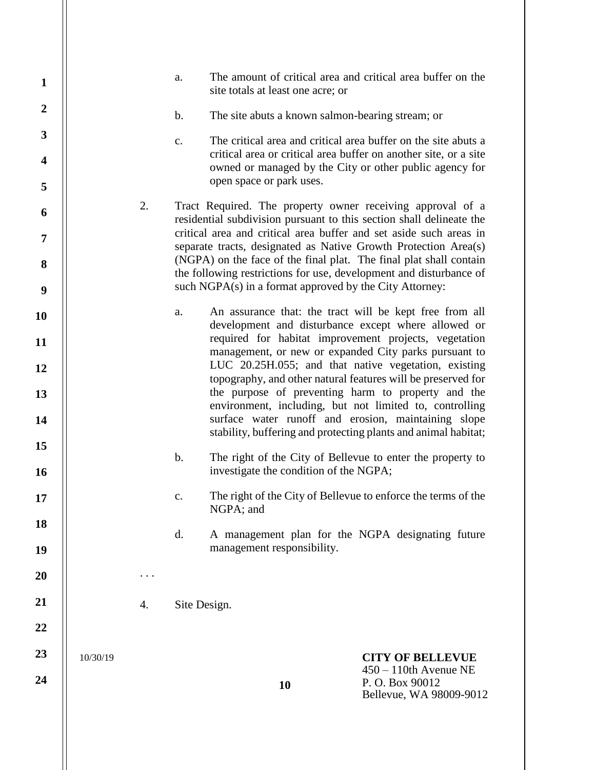a. The amount of critical area and critical area buffer on the site totals at least one acre; or

b. The site abuts a known salmon-bearing stream; or

c. The critical area and critical area buffer on the site abuts a critical area or critical area buffer on another site, or a site owned or managed by the City or other public agency for open space or park uses.

2. Tract Required. The property owner receiving approval of a residential subdivision pursuant to this section shall delineate the critical area and critical area buffer and set aside such areas in separate tracts, designated as Native Growth Protection Area(s) (NGPA) on the face of the final plat. The final plat shall contain the following restrictions for use, development and disturbance of such NGPA(s) in a format approved by the City Attorney:

   a. An assurance that: the tract will be kept free from all development and disturbance except where allowed or required for habitat improvement projects, vegetation management, or new or expanded City parks pursuant to LUC 20.25H.055; and that native vegetation, existing topography, and other natural features will be preserved for the purpose of preventing harm to property and the environment, including, but not limited to, controlling surface water runoff and erosion, maintaining slope stability, buffering and protecting plants and animal habitat;

   b. The right of the City of Bellevue to enter the property to investigate the condition of the NGPA;

   c. The right of the City of Bellevue to enforce the terms of the NGPA; and

   d. A management plan for the NGPA designating future management responsibility.

. . .

4. Site Design.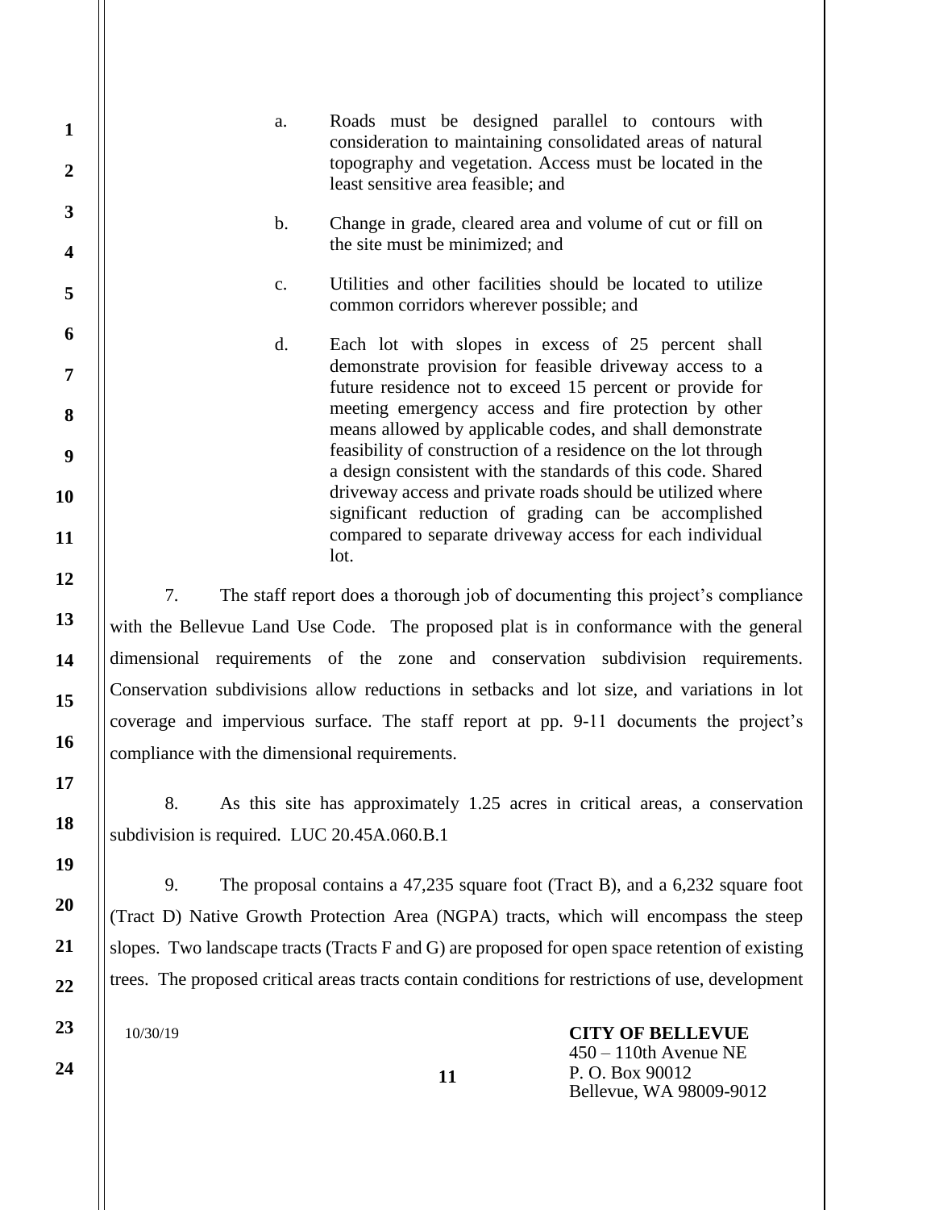a. Roads must be designed parallel to contours with consideration to maintaining consolidated areas of natural topography and vegetation. Access must be located in the least sensitive area feasible; and

b. Change in grade, cleared area and volume of cut or fill on the site must be minimized; and

c. Utilities and other facilities should be located to utilize common corridors wherever possible; and

d. Each lot with slopes in excess of 25 percent shall demonstrate provision for feasible driveway access to a future residence not to exceed 15 percent or provide for meeting emergency access and fire protection by other means allowed by applicable codes, and shall demonstrate feasibility of construction of a residence on the lot through a design consistent with the standards of this code. Shared driveway access and private roads should be utilized where significant reduction of grading can be accomplished compared to separate driveway access for each individual lot.

7. The staff report does a thorough job of documenting this project's compliance with the Bellevue Land Use Code. The proposed plat is in conformance with the general dimensional requirements of the zone and conservation subdivision requirements. Conservation subdivisions allow reductions in setbacks and lot size, and variations in lot coverage and impervious surface. The staff report at pp. 9-11 documents the project's compliance with the dimensional requirements.

8. As this site has approximately 1.25 acres in critical areas, a conservation subdivision is required. LUC 20.45A.060.B.1

9. The proposal contains a 47,235 square foot (Tract B), and a 6,232 square foot (Tract D) Native Growth Protection Area (NGPA) tracts, which will encompass the steep slopes. Two landscape tracts (Tracts F and G) are proposed for open space retention of existing trees. The proposed critical areas tracts contain conditions for restrictions of use, development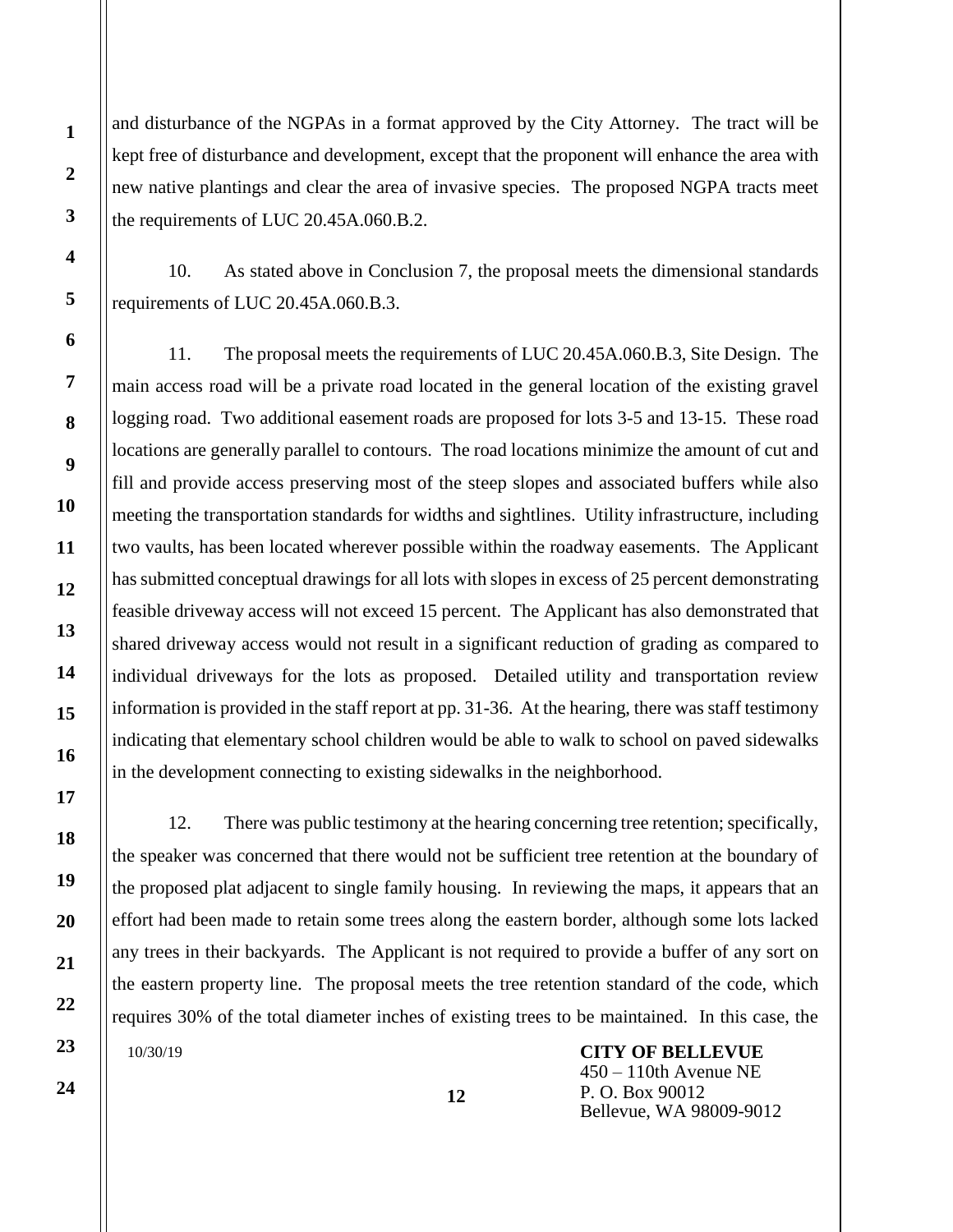and disturbance of the NGPAs in a format approved by the City Attorney. The tract will be kept free of disturbance and development, except that the proponent will enhance the area with new native plantings and clear the area of invasive species. The proposed NGPA tracts meet the requirements of LUC 20.45A.060.B.2.

10. As stated above in Conclusion 7, the proposal meets the dimensional standards requirements of LUC 20.45A.060.B.3.

11. The proposal meets the requirements of LUC 20.45A.060.B.3, Site Design. The main access road will be a private road located in the general location of the existing gravel logging road. Two additional easement roads are proposed for lots 3-5 and 13-15. These road locations are generally parallel to contours. The road locations minimize the amount of cut and fill and provide access preserving most of the steep slopes and associated buffers while also meeting the transportation standards for widths and sightlines. Utility infrastructure, including two vaults, has been located wherever possible within the roadway easements. The Applicant has submitted conceptual drawings for all lots with slopes in excess of 25 percent demonstrating feasible driveway access will not exceed 15 percent. The Applicant has also demonstrated that shared driveway access would not result in a significant reduction of grading as compared to individual driveways for the lots as proposed. Detailed utility and transportation review information is provided in the staff report at pp. 31-36. At the hearing, there was staff testimony indicating that elementary school children would be able to walk to school on paved sidewalks in the development connecting to existing sidewalks in the neighborhood.

12. There was public testimony at the hearing concerning tree retention; specifically, the speaker was concerned that there would not be sufficient tree retention at the boundary of the proposed plat adjacent to single family housing. In reviewing the maps, it appears that an effort had been made to retain some trees along the eastern border, although some lots lacked any trees in their backyards. The Applicant is not required to provide a buffer of any sort on the eastern property line. The proposal meets the tree retention standard of the code, which requires 30% of the total diameter inches of existing trees to be maintained. In this case, the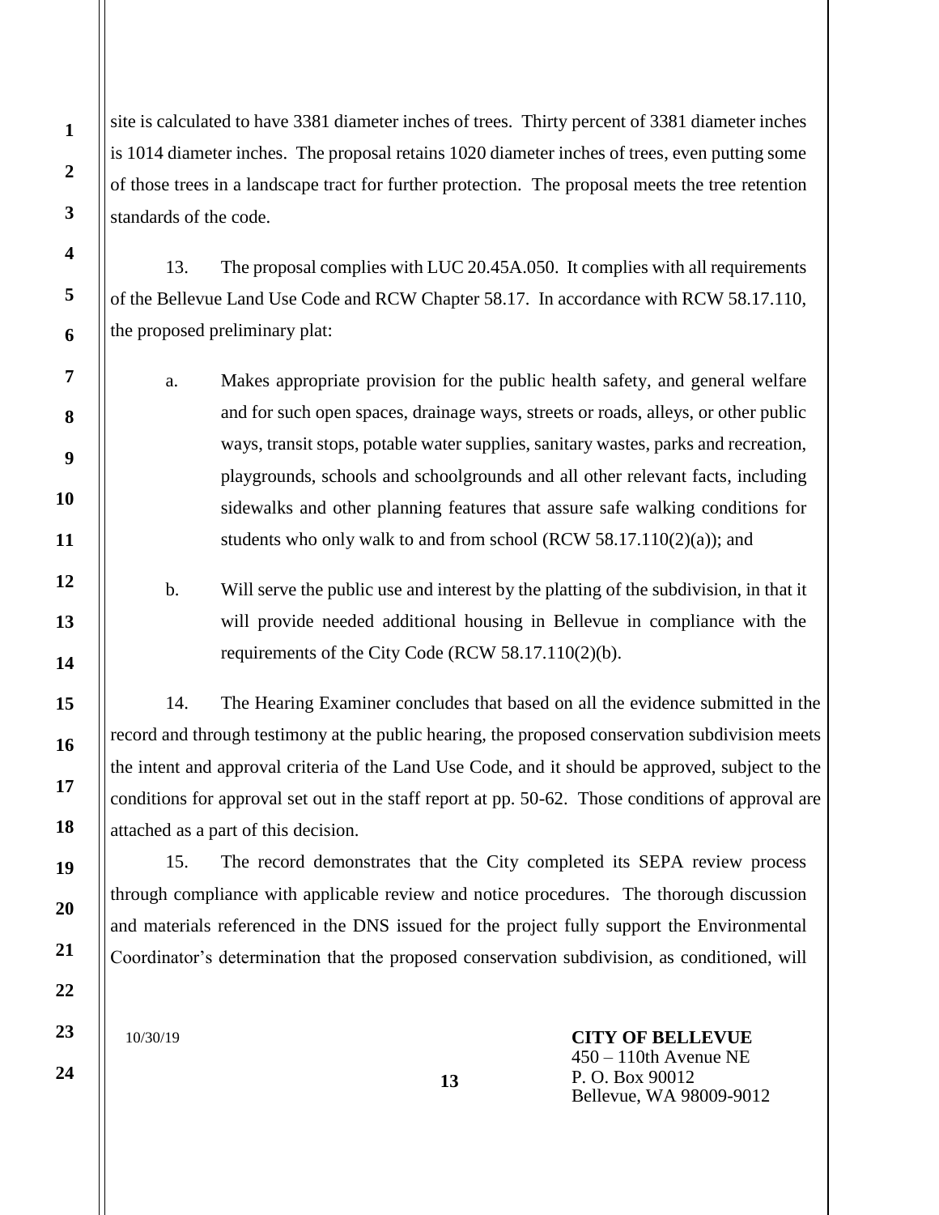site is calculated to have 3381 diameter inches of trees. Thirty percent of 3381 diameter inches is 1014 diameter inches. The proposal retains 1020 diameter inches of trees, even putting some of those trees in a landscape tract for further protection. The proposal meets the tree retention standards of the code.

13. The proposal complies with LUC 20.45A.050. It complies with all requirements of the Bellevue Land Use Code and RCW Chapter 58.17. In accordance with RCW 58.17.110, the proposed preliminary plat:

a. Makes appropriate provision for the public health safety, and general welfare and for such open spaces, drainage ways, streets or roads, alleys, or other public ways, transit stops, potable water supplies, sanitary wastes, parks and recreation, playgrounds, schools and schoolgrounds and all other relevant facts, including sidewalks and other planning features that assure safe walking conditions for students who only walk to and from school (RCW 58.17.110(2)(a)); and

b. Will serve the public use and interest by the platting of the subdivision, in that it will provide needed additional housing in Bellevue in compliance with the requirements of the City Code (RCW 58.17.110(2)(b).

14. The Hearing Examiner concludes that based on all the evidence submitted in the record and through testimony at the public hearing, the proposed conservation subdivision meets the intent and approval criteria of the Land Use Code, and it should be approved, subject to the conditions for approval set out in the staff report at pp. 50-62. Those conditions of approval are attached as a part of this decision.

15. The record demonstrates that the City completed its SEPA review process through compliance with applicable review and notice procedures. The thorough discussion and materials referenced in the DNS issued for the project fully support the Environmental Coordinator's determination that the proposed conservation subdivision, as conditioned, will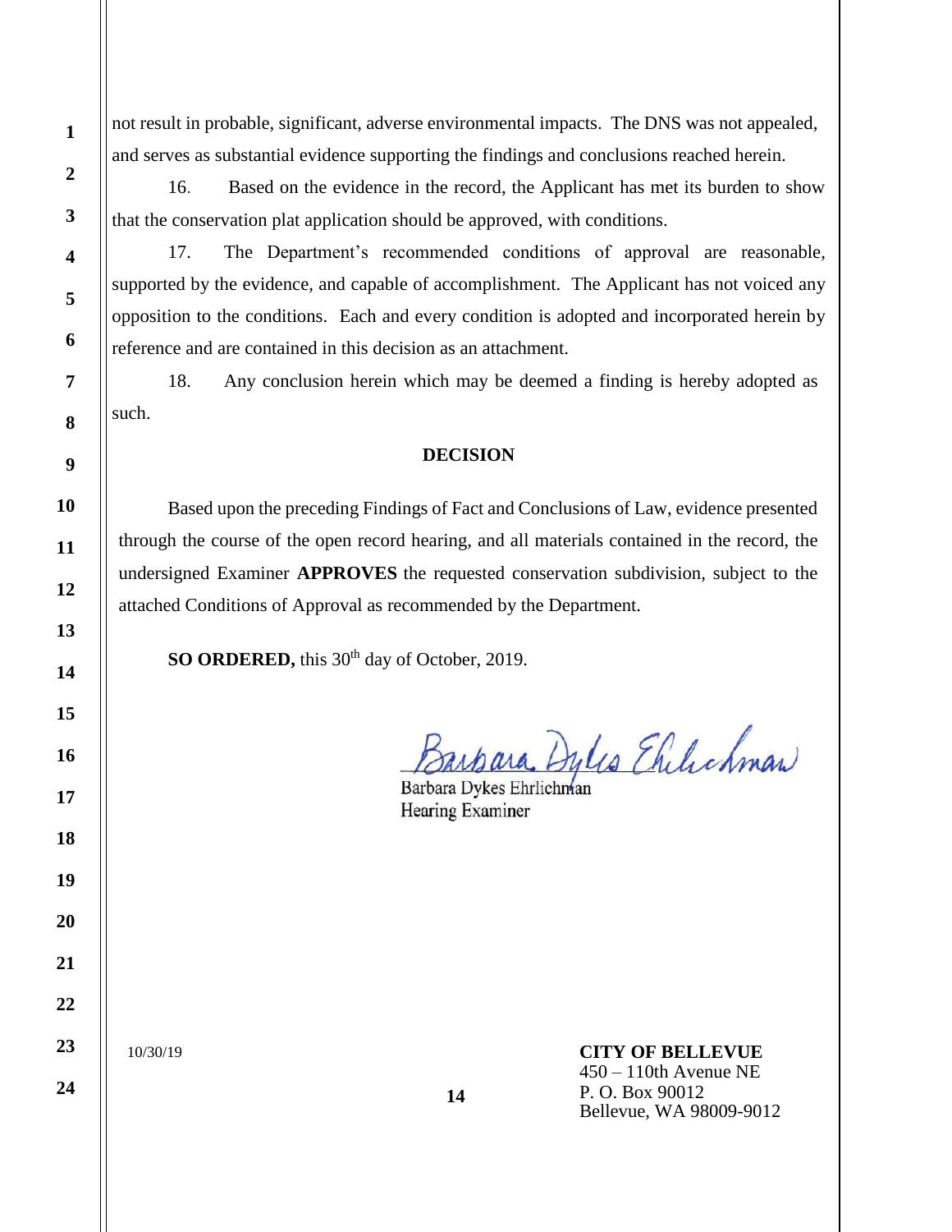not result in probable, significant, adverse environmental impacts. The DNS was not appealed, and serves as substantial evidence supporting the findings and conclusions reached herein.

16. Based on the evidence in the record, the Applicant has met its burden to show that the conservation plat application should be approved, with conditions.

17. The Department's recommended conditions of approval are reasonable, supported by the evidence, and capable of accomplishment. The Applicant has not voiced any opposition to the conditions. Each and every condition is adopted and incorporated herein by reference and are contained in this decision as an attachment.

18. Any conclusion herein which may be deemed a finding is hereby adopted as such.

## DECISION

Based upon the preceding Findings of Fact and Conclusions of Law, evidence presented through the course of the open record hearing, and all materials contained in the record, the undersigned Examiner **APPROVES** the requested conservation subdivision, subject to the attached Conditions of Approval as recommended by the Department.

**SO ORDERED,** this 30th day of October, 2019.

Barbara Dykes Ehrlichman
Hearing Examiner

10/30/19

**CITY OF BELLEVUE**
450 – 110th Avenue NE
P. O. Box 90012
Bellevue, WA 98009-9012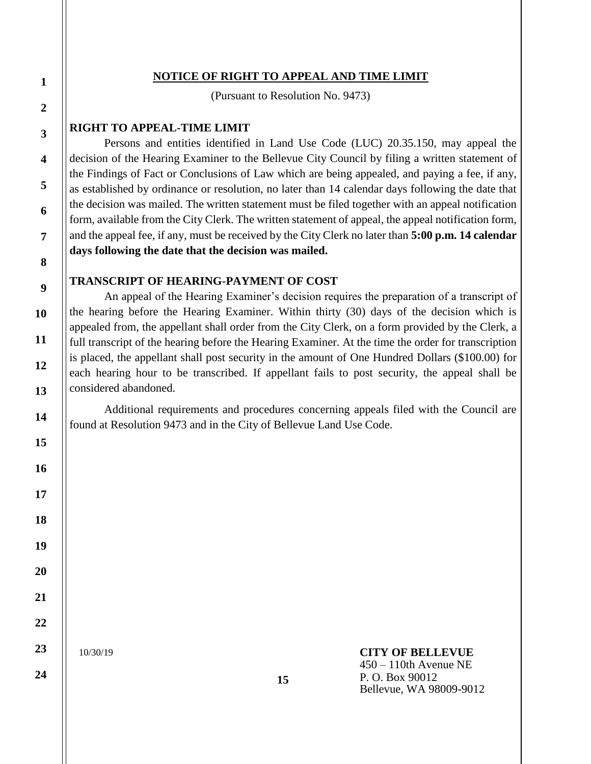## NOTICE OF RIGHT TO APPEAL AND TIME LIMIT

(Pursuant to Resolution No. 9473)

### RIGHT TO APPEAL-TIME LIMIT

Persons and entities identified in Land Use Code (LUC) 20.35.150, may appeal the decision of the Hearing Examiner to the Bellevue City Council by filing a written statement of the Findings of Fact or Conclusions of Law which are being appealed, and paying a fee, if any, as established by ordinance or resolution, no later than 14 calendar days following the date that the decision was mailed. The written statement must be filed together with an appeal notification form, available from the City Clerk. The written statement of appeal, the appeal notification form, and the appeal fee, if any, must be received by the City Clerk no later than **5:00 p.m. 14 calendar days following the date that the decision was mailed.**

### TRANSCRIPT OF HEARING-PAYMENT OF COST

An appeal of the Hearing Examiner's decision requires the preparation of a transcript of the hearing before the Hearing Examiner. Within thirty (30) days of the decision which is appealed from, the appellant shall order from the City Clerk, on a form provided by the Clerk, a full transcript of the hearing before the Hearing Examiner. At the time the order for transcription is placed, the appellant shall post security in the amount of One Hundred Dollars ($100.00) for each hearing hour to be transcribed. If appellant fails to post security, the appeal shall be considered abandoned.

Additional requirements and procedures concerning appeals filed with the Council are found at Resolution 9473 and in the City of Bellevue Land Use Code.

10/30/19

**CITY OF BELLEVUE**
450 – 110th Avenue NE
P. O. Box 90012
Bellevue, WA 98009-9012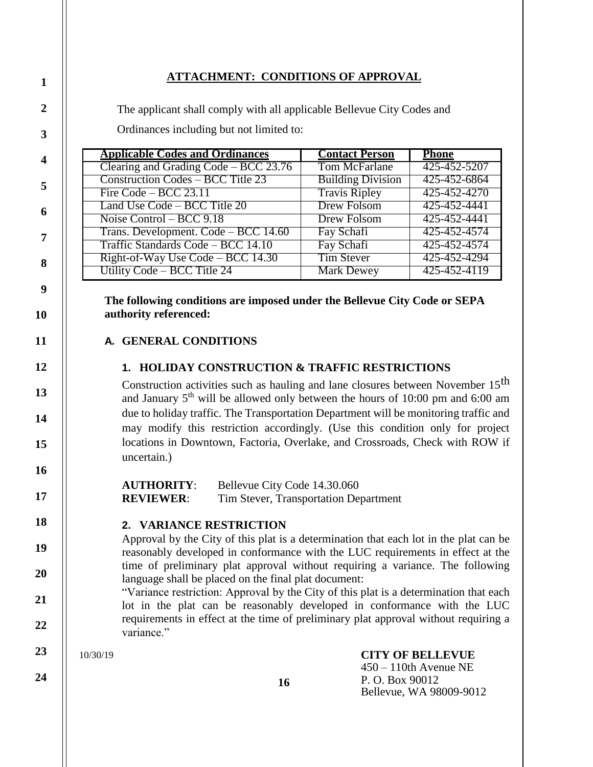## ATTACHMENT: CONDITIONS OF APPROVAL

The applicant shall comply with all applicable Bellevue City Codes and Ordinances including but not limited to:

| Applicable Codes and Ordinances | Contact Person | Phone |
|---|---|---|
| Clearing and Grading Code – BCC 23.76 | Tom McFarlane | 425-452-5207 |
| Construction Codes – BCC Title 23 | Building Division | 425-452-6864 |
| Fire Code – BCC 23.11 | Travis Ripley | 425-452-4270 |
| Land Use Code – BCC Title 20 | Drew Folsom | 425-452-4441 |
| Noise Control – BCC 9.18 | Drew Folsom | 425-452-4441 |
| Trans. Development. Code – BCC 14.60 | Fay Schafi | 425-452-4574 |
| Traffic Standards Code – BCC 14.10 | Fay Schafi | 425-452-4574 |
| Right-of-Way Use Code – BCC 14.30 | Tim Stever | 425-452-4294 |
| Utility Code – BCC Title 24 | Mark Dewey | 425-452-4119 |

**The following conditions are imposed under the Bellevue City Code or SEPA authority referenced:**

### A. GENERAL CONDITIONS

#### 1. HOLIDAY CONSTRUCTION & TRAFFIC RESTRICTIONS

Construction activities such as hauling and lane closures between November 15th and January 5th will be allowed only between the hours of 10:00 pm and 6:00 am due to holiday traffic. The Transportation Department will be monitoring traffic and may modify this restriction accordingly. (Use this condition only for project locations in Downtown, Factoria, Overlake, and Crossroads, Check with ROW if uncertain.)

**AUTHORITY**: Bellevue City Code 14.30.060
**REVIEWER**: Tim Stever, Transportation Department

#### 2. VARIANCE RESTRICTION

Approval by the City of this plat is a determination that each lot in the plat can be reasonably developed in conformance with the LUC requirements in effect at the time of preliminary plat approval without requiring a variance. The following language shall be placed on the final plat document:

"Variance restriction: Approval by the City of this plat is a determination that each lot in the plat can be reasonably developed in conformance with the LUC requirements in effect at the time of preliminary plat approval without requiring a variance."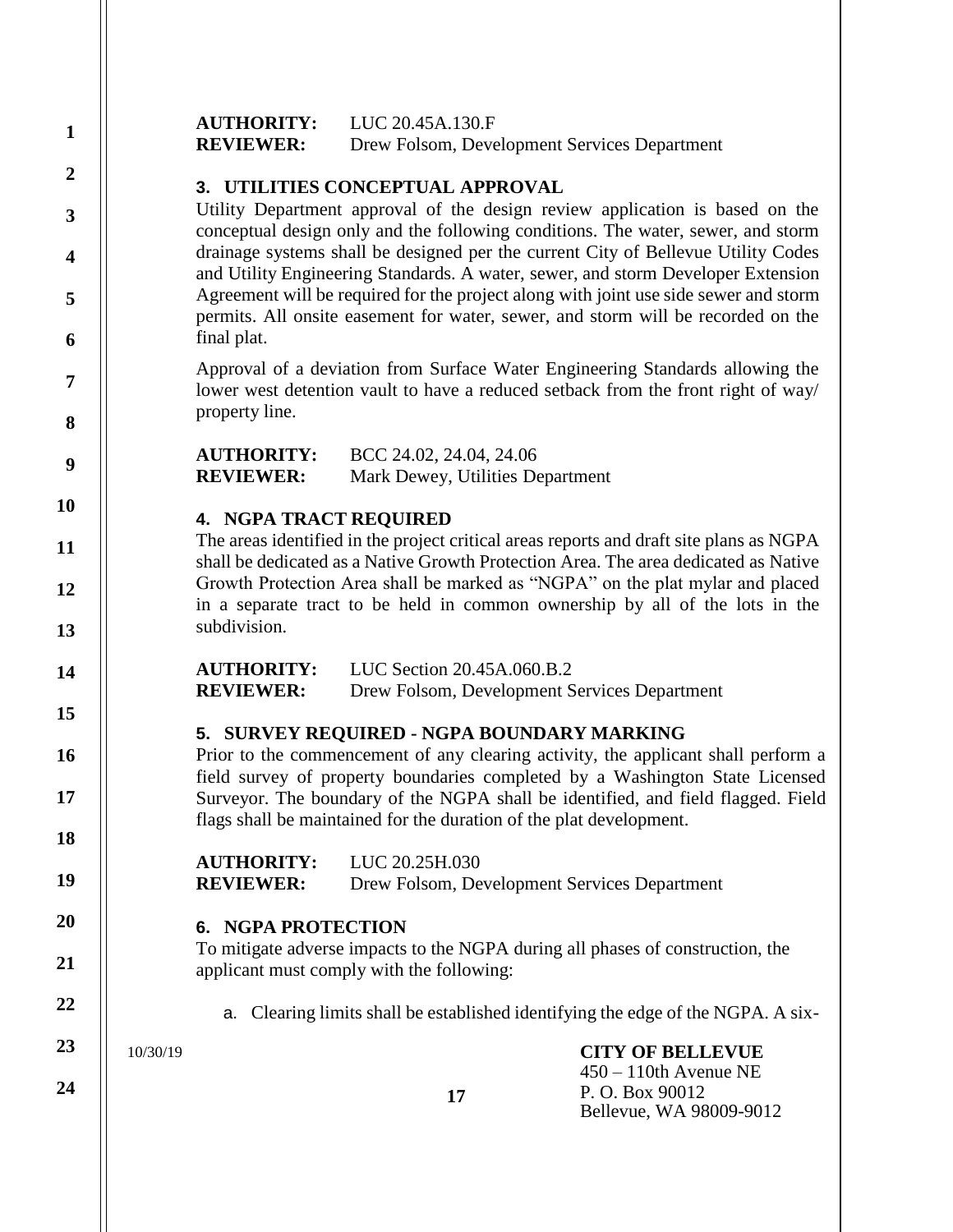**AUTHORITY:** LUC 20.45A.130.F
**REVIEWER:** Drew Folsom, Development Services Department

### 3. UTILITIES CONCEPTUAL APPROVAL

Utility Department approval of the design review application is based on the conceptual design only and the following conditions. The water, sewer, and storm drainage systems shall be designed per the current City of Bellevue Utility Codes and Utility Engineering Standards. A water, sewer, and storm Developer Extension Agreement will be required for the project along with joint use side sewer and storm permits. All onsite easement for water, sewer, and storm will be recorded on the final plat.

Approval of a deviation from Surface Water Engineering Standards allowing the lower west detention vault to have a reduced setback from the front right of way/ property line.

**AUTHORITY:** BCC 24.02, 24.04, 24.06
**REVIEWER:** Mark Dewey, Utilities Department

### 4. NGPA TRACT REQUIRED

The areas identified in the project critical areas reports and draft site plans as NGPA shall be dedicated as a Native Growth Protection Area. The area dedicated as Native Growth Protection Area shall be marked as "NGPA" on the plat mylar and placed in a separate tract to be held in common ownership by all of the lots in the subdivision.

**AUTHORITY:** LUC Section 20.45A.060.B.2
**REVIEWER:** Drew Folsom, Development Services Department

### 5. SURVEY REQUIRED - NGPA BOUNDARY MARKING

Prior to the commencement of any clearing activity, the applicant shall perform a field survey of property boundaries completed by a Washington State Licensed Surveyor. The boundary of the NGPA shall be identified, and field flagged. Field flags shall be maintained for the duration of the plat development.

**AUTHORITY:** LUC 20.25H.030
**REVIEWER:** Drew Folsom, Development Services Department

### 6. NGPA PROTECTION

To mitigate adverse impacts to the NGPA during all phases of construction, the applicant must comply with the following:

a. Clearing limits shall be established identifying the edge of the NGPA. A six-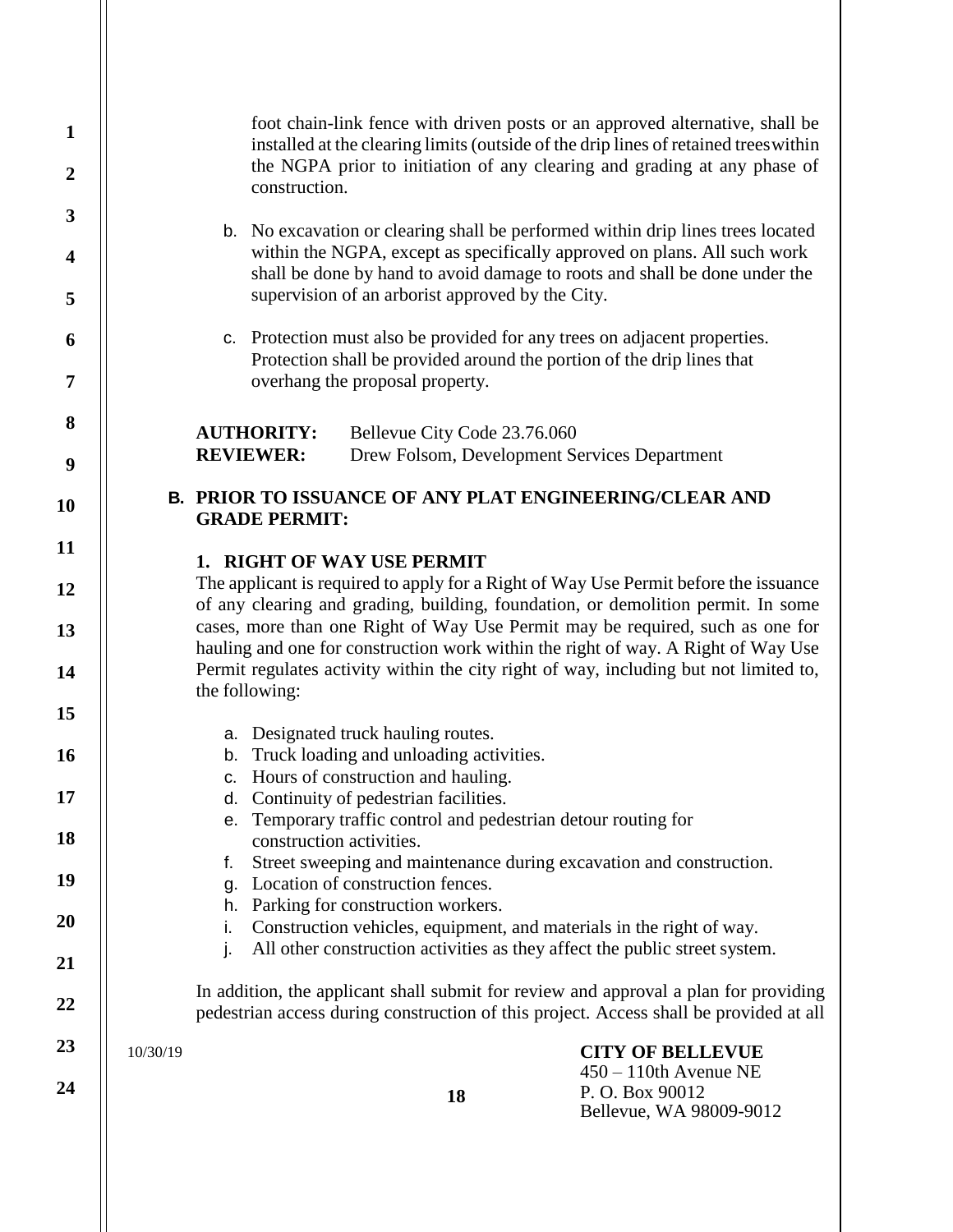foot chain-link fence with driven posts or an approved alternative, shall be installed at the clearing limits (outside of the drip lines of retained trees within the NGPA prior to initiation of any clearing and grading at any phase of construction.

b. No excavation or clearing shall be performed within drip lines trees located within the NGPA, except as specifically approved on plans. All such work shall be done by hand to avoid damage to roots and shall be done under the supervision of an arborist approved by the City.

c. Protection must also be provided for any trees on adjacent properties. Protection shall be provided around the portion of the drip lines that overhang the proposal property.

**AUTHORITY:** Bellevue City Code 23.76.060
**REVIEWER:** Drew Folsom, Development Services Department

## B. PRIOR TO ISSUANCE OF ANY PLAT ENGINEERING/CLEAR AND GRADE PERMIT:

### 1. RIGHT OF WAY USE PERMIT

The applicant is required to apply for a Right of Way Use Permit before the issuance of any clearing and grading, building, foundation, or demolition permit. In some cases, more than one Right of Way Use Permit may be required, such as one for hauling and one for construction work within the right of way. A Right of Way Use Permit regulates activity within the city right of way, including but not limited to, the following:

a. Designated truck hauling routes.
b. Truck loading and unloading activities.
c. Hours of construction and hauling.
d. Continuity of pedestrian facilities.
e. Temporary traffic control and pedestrian detour routing for construction activities.
f. Street sweeping and maintenance during excavation and construction.
g. Location of construction fences.
h. Parking for construction workers.
i. Construction vehicles, equipment, and materials in the right of way.
j. All other construction activities as they affect the public street system.

In addition, the applicant shall submit for review and approval a plan for providing pedestrian access during construction of this project. Access shall be provided at all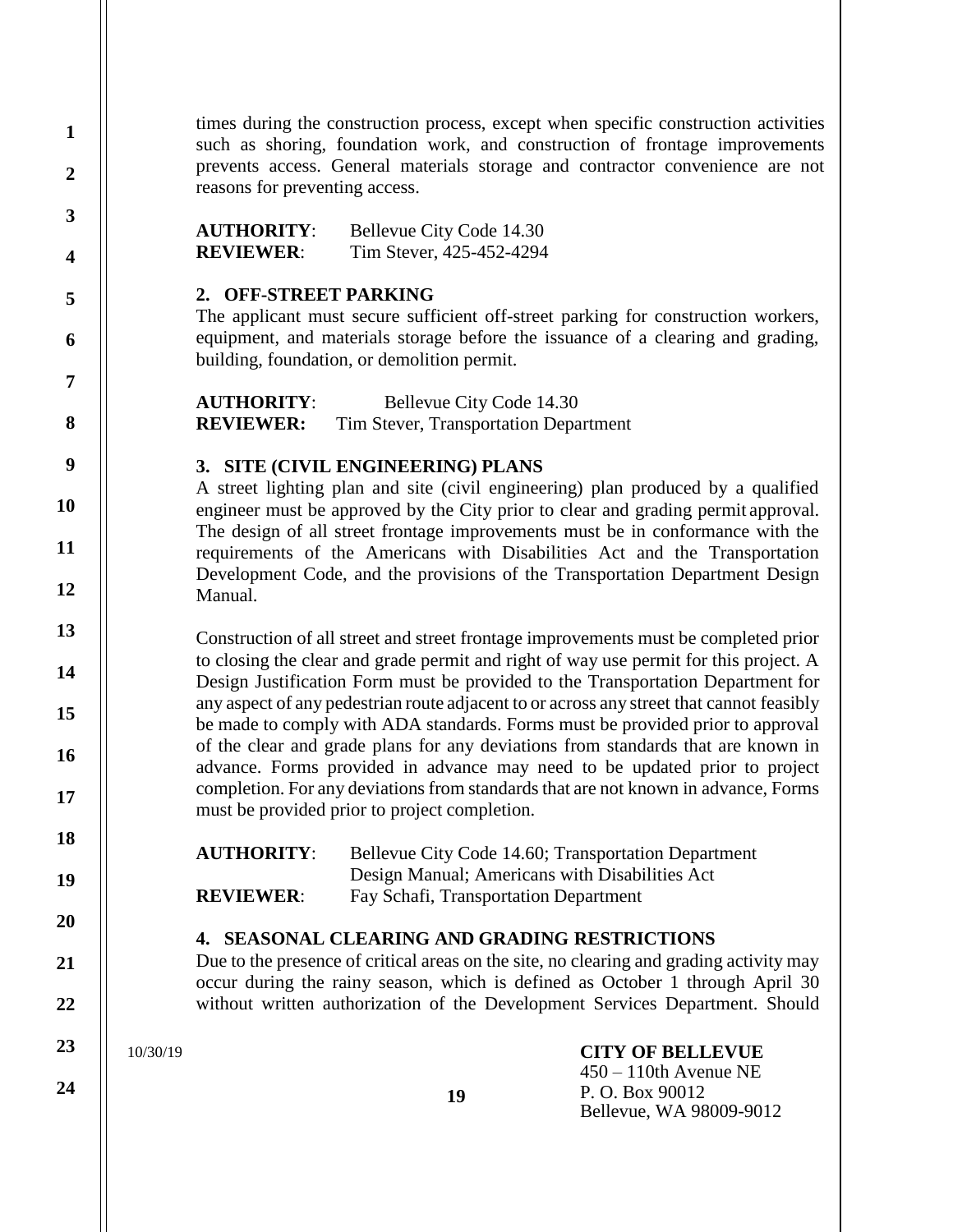times during the construction process, except when specific construction activities such as shoring, foundation work, and construction of frontage improvements prevents access. General materials storage and contractor convenience are not reasons for preventing access.

**AUTHORITY**: Bellevue City Code 14.30
**REVIEWER**: Tim Stever, 425-452-4294

### 2. OFF-STREET PARKING

The applicant must secure sufficient off-street parking for construction workers, equipment, and materials storage before the issuance of a clearing and grading, building, foundation, or demolition permit.

**AUTHORITY**: Bellevue City Code 14.30
**REVIEWER:** Tim Stever, Transportation Department

### 3. SITE (CIVIL ENGINEERING) PLANS

A street lighting plan and site (civil engineering) plan produced by a qualified engineer must be approved by the City prior to clear and grading permit approval. The design of all street frontage improvements must be in conformance with the requirements of the Americans with Disabilities Act and the Transportation Development Code, and the provisions of the Transportation Department Design Manual.

Construction of all street and street frontage improvements must be completed prior to closing the clear and grade permit and right of way use permit for this project. A Design Justification Form must be provided to the Transportation Department for any aspect of any pedestrian route adjacent to or across any street that cannot feasibly be made to comply with ADA standards. Forms must be provided prior to approval of the clear and grade plans for any deviations from standards that are known in advance. Forms provided in advance may need to be updated prior to project completion. For any deviations from standards that are not known in advance, Forms must be provided prior to project completion.

**AUTHORITY**: Bellevue City Code 14.60; Transportation Department Design Manual; Americans with Disabilities Act
**REVIEWER**: Fay Schafi, Transportation Department

### 4. SEASONAL CLEARING AND GRADING RESTRICTIONS

Due to the presence of critical areas on the site, no clearing and grading activity may occur during the rainy season, which is defined as October 1 through April 30 without written authorization of the Development Services Department. Should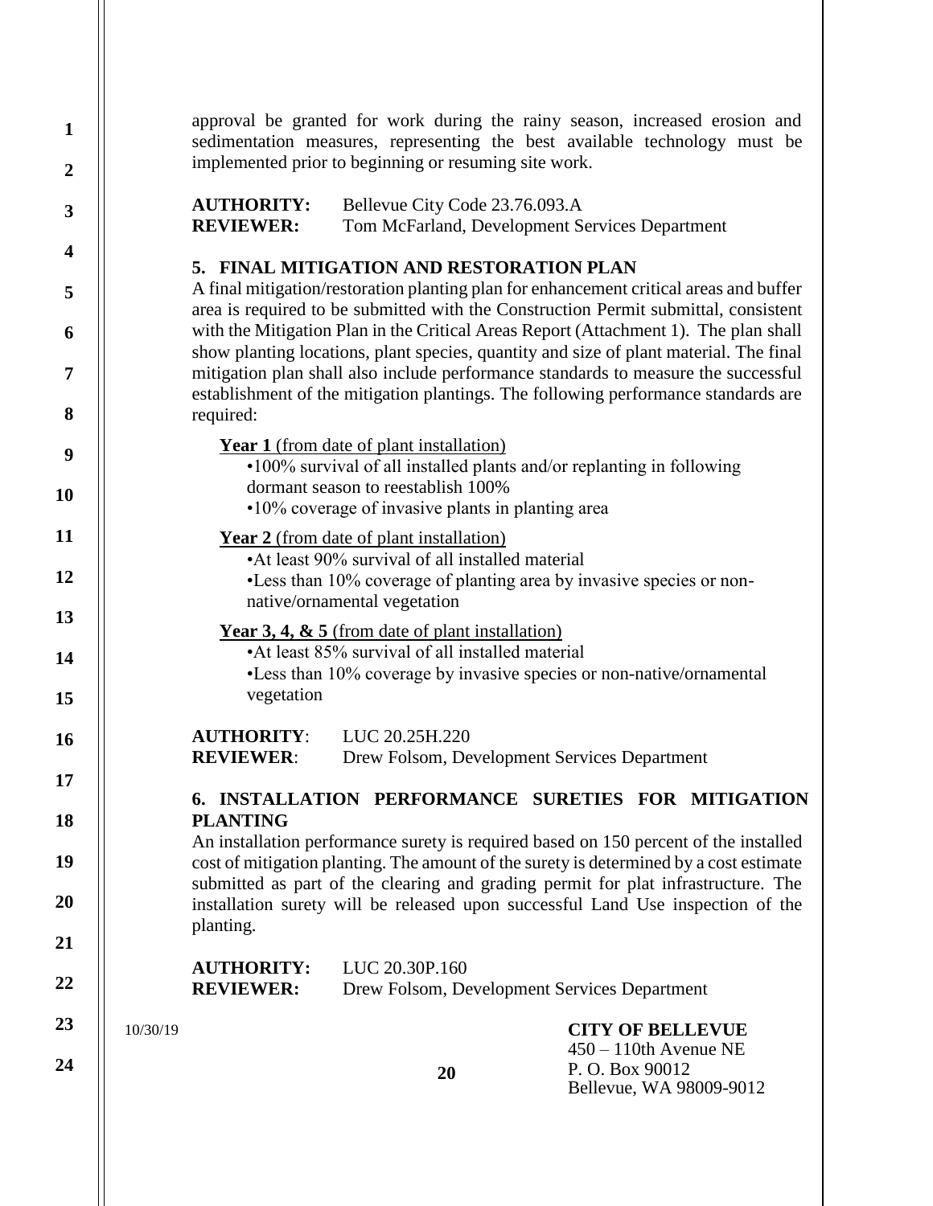approval be granted for work during the rainy season, increased erosion and sedimentation measures, representing the best available technology must be implemented prior to beginning or resuming site work.

**AUTHORITY:** Bellevue City Code 23.76.093.A
**REVIEWER:** Tom McFarland, Development Services Department

### 5. FINAL MITIGATION AND RESTORATION PLAN

A final mitigation/restoration planting plan for enhancement critical areas and buffer area is required to be submitted with the Construction Permit submittal, consistent with the Mitigation Plan in the Critical Areas Report (Attachment 1). The plan shall show planting locations, plant species, quantity and size of plant material. The final mitigation plan shall also include performance standards to measure the successful establishment of the mitigation plantings. The following performance standards are required:

**Year 1** (from date of plant installation)

- 100% survival of all installed plants and/or replanting in following dormant season to reestablish 100%
- 10% coverage of invasive plants in planting area

**Year 2** (from date of plant installation)

- At least 90% survival of all installed material
- Less than 10% coverage of planting area by invasive species or non-native/ornamental vegetation

**Year 3, 4, & 5** (from date of plant installation)

- At least 85% survival of all installed material
- Less than 10% coverage by invasive species or non-native/ornamental vegetation

**AUTHORITY**: LUC 20.25H.220
**REVIEWER**: Drew Folsom, Development Services Department

### 6. INSTALLATION PERFORMANCE SURETIES FOR MITIGATION PLANTING

An installation performance surety is required based on 150 percent of the installed cost of mitigation planting. The amount of the surety is determined by a cost estimate submitted as part of the clearing and grading permit for plat infrastructure. The installation surety will be released upon successful Land Use inspection of the planting.

**AUTHORITY:** LUC 20.30P.160
**REVIEWER:** Drew Folsom, Development Services Department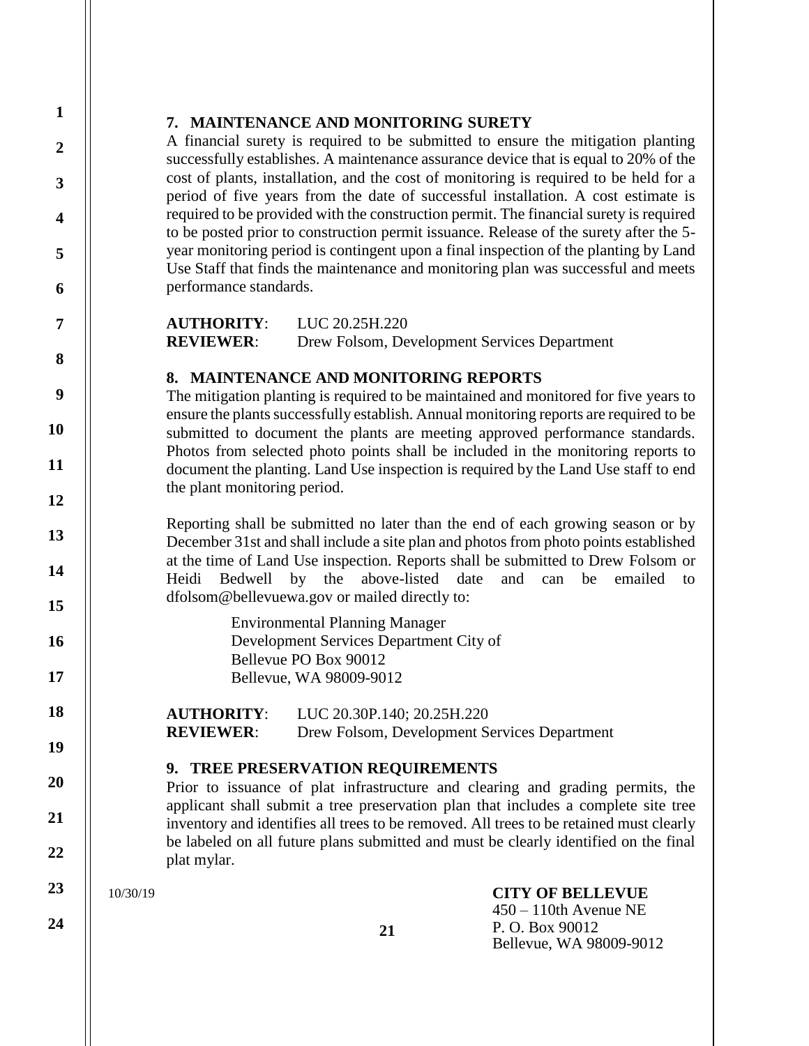### 7. MAINTENANCE AND MONITORING SURETY

A financial surety is required to be submitted to ensure the mitigation planting successfully establishes. A maintenance assurance device that is equal to 20% of the cost of plants, installation, and the cost of monitoring is required to be held for a period of five years from the date of successful installation. A cost estimate is required to be provided with the construction permit. The financial surety is required to be posted prior to construction permit issuance. Release of the surety after the 5-year monitoring period is contingent upon a final inspection of the planting by Land Use Staff that finds the maintenance and monitoring plan was successful and meets performance standards.

**AUTHORITY**: LUC 20.25H.220
**REVIEWER**: Drew Folsom, Development Services Department

### 8. MAINTENANCE AND MONITORING REPORTS

The mitigation planting is required to be maintained and monitored for five years to ensure the plants successfully establish. Annual monitoring reports are required to be submitted to document the plants are meeting approved performance standards. Photos from selected photo points shall be included in the monitoring reports to document the planting. Land Use inspection is required by the Land Use staff to end the plant monitoring period.

Reporting shall be submitted no later than the end of each growing season or by December 31st and shall include a site plan and photos from photo points established at the time of Land Use inspection. Reports shall be submitted to Drew Folsom or Heidi Bedwell by the above-listed date and can be emailed to dfolsom@bellevuewa.gov or mailed directly to:

Environmental Planning Manager
Development Services Department City of
Bellevue PO Box 90012
Bellevue, WA 98009-9012

**AUTHORITY**: LUC 20.30P.140; 20.25H.220
**REVIEWER**: Drew Folsom, Development Services Department

### 9. TREE PRESERVATION REQUIREMENTS

Prior to issuance of plat infrastructure and clearing and grading permits, the applicant shall submit a tree preservation plan that includes a complete site tree inventory and identifies all trees to be removed. All trees to be retained must clearly be labeled on all future plans submitted and must be clearly identified on the final plat mylar.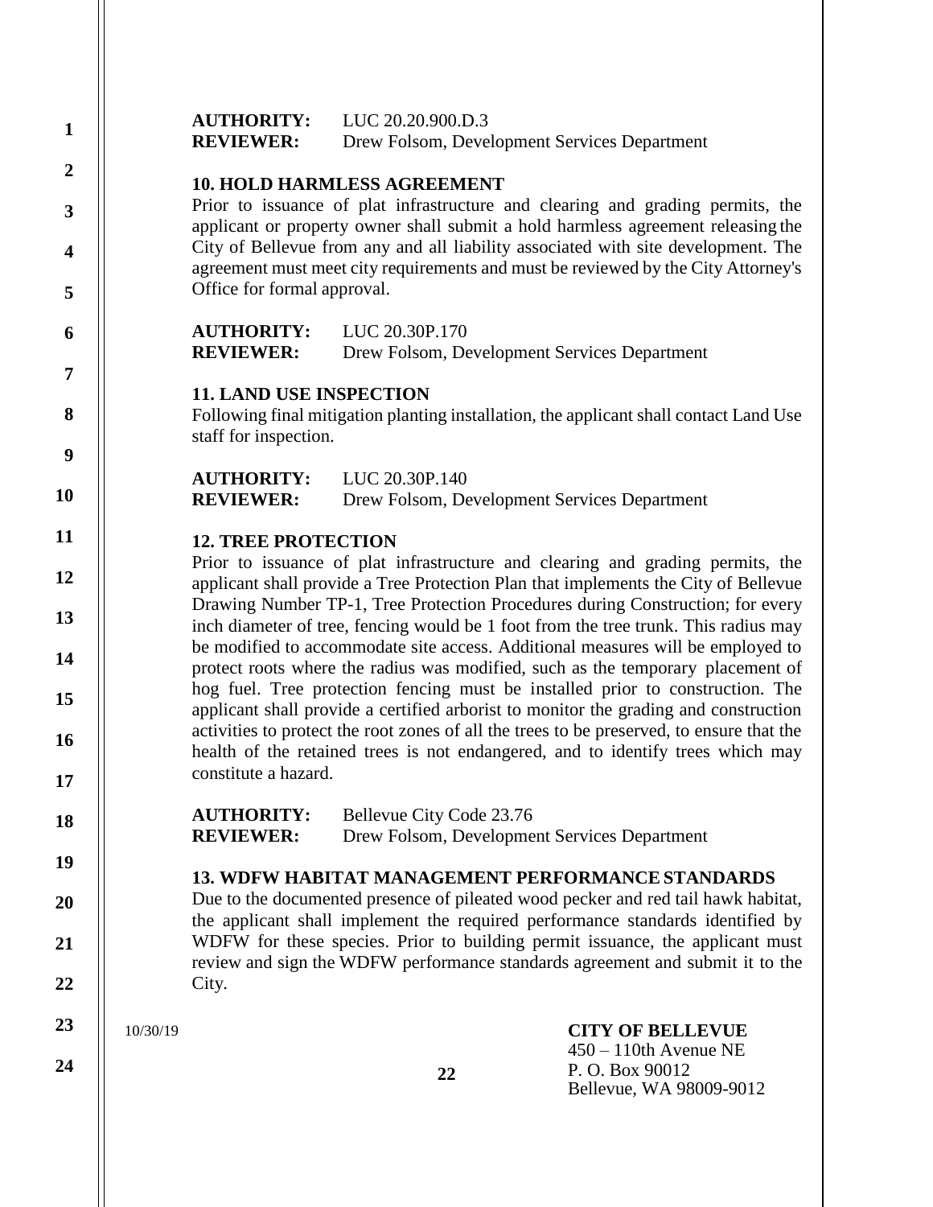**AUTHORITY:** LUC 20.20.900.D.3
**REVIEWER:** Drew Folsom, Development Services Department

**10. HOLD HARMLESS AGREEMENT**

Prior to issuance of plat infrastructure and clearing and grading permits, the applicant or property owner shall submit a hold harmless agreement releasing the City of Bellevue from any and all liability associated with site development. The agreement must meet city requirements and must be reviewed by the City Attorney's Office for formal approval.

**AUTHORITY:** LUC 20.30P.170
**REVIEWER:** Drew Folsom, Development Services Department

**11. LAND USE INSPECTION**

Following final mitigation planting installation, the applicant shall contact Land Use staff for inspection.

**AUTHORITY:** LUC 20.30P.140
**REVIEWER:** Drew Folsom, Development Services Department

**12. TREE PROTECTION**

Prior to issuance of plat infrastructure and clearing and grading permits, the applicant shall provide a Tree Protection Plan that implements the City of Bellevue Drawing Number TP-1, Tree Protection Procedures during Construction; for every inch diameter of tree, fencing would be 1 foot from the tree trunk. This radius may be modified to accommodate site access. Additional measures will be employed to protect roots where the radius was modified, such as the temporary placement of hog fuel. Tree protection fencing must be installed prior to construction. The applicant shall provide a certified arborist to monitor the grading and construction activities to protect the root zones of all the trees to be preserved, to ensure that the health of the retained trees is not endangered, and to identify trees which may constitute a hazard.

**AUTHORITY:** Bellevue City Code 23.76
**REVIEWER:** Drew Folsom, Development Services Department

**13. WDFW HABITAT MANAGEMENT PERFORMANCE STANDARDS**

Due to the documented presence of pileated wood pecker and red tail hawk habitat, the applicant shall implement the required performance standards identified by WDFW for these species. Prior to building permit issuance, the applicant must review and sign the WDFW performance standards agreement and submit it to the City.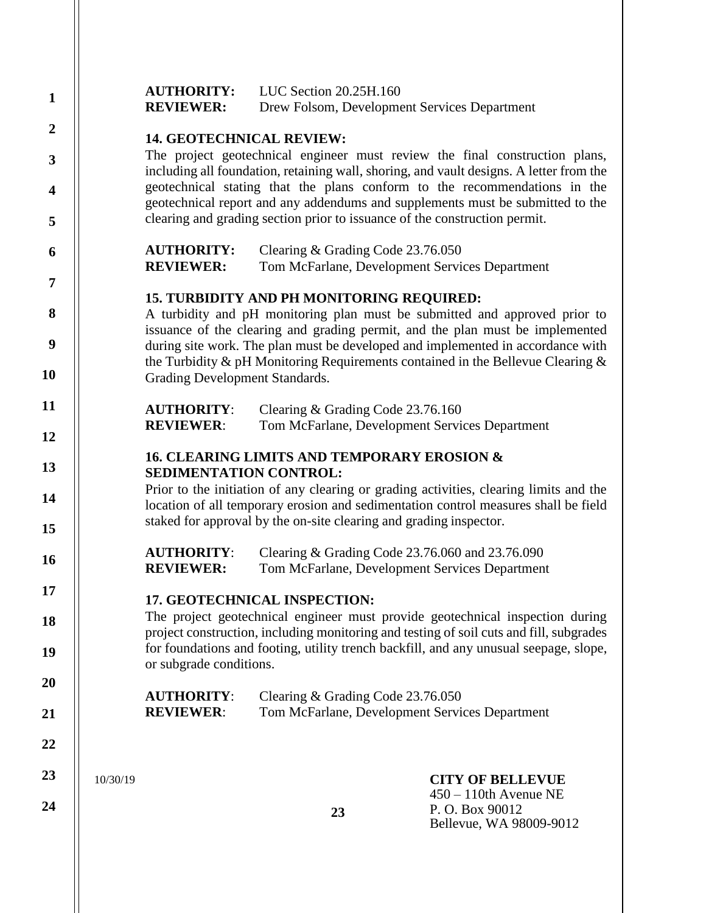**AUTHORITY:** LUC Section 20.25H.160
**REVIEWER:** Drew Folsom, Development Services Department

**14. GEOTECHNICAL REVIEW:**

The project geotechnical engineer must review the final construction plans, including all foundation, retaining wall, shoring, and vault designs. A letter from the geotechnical stating that the plans conform to the recommendations in the geotechnical report and any addendums and supplements must be submitted to the clearing and grading section prior to issuance of the construction permit.

**AUTHORITY:** Clearing & Grading Code 23.76.050
**REVIEWER:** Tom McFarlane, Development Services Department

**15. TURBIDITY AND PH MONITORING REQUIRED:**

A turbidity and pH monitoring plan must be submitted and approved prior to issuance of the clearing and grading permit, and the plan must be implemented during site work. The plan must be developed and implemented in accordance with the Turbidity & pH Monitoring Requirements contained in the Bellevue Clearing & Grading Development Standards.

**AUTHORITY**: Clearing & Grading Code 23.76.160
**REVIEWER**: Tom McFarlane, Development Services Department

**16. CLEARING LIMITS AND TEMPORARY EROSION & SEDIMENTATION CONTROL:**

Prior to the initiation of any clearing or grading activities, clearing limits and the location of all temporary erosion and sedimentation control measures shall be field staked for approval by the on-site clearing and grading inspector.

**AUTHORITY**: Clearing & Grading Code 23.76.060 and 23.76.090
**REVIEWER:** Tom McFarlane, Development Services Department

**17. GEOTECHNICAL INSPECTION:**

The project geotechnical engineer must provide geotechnical inspection during project construction, including monitoring and testing of soil cuts and fill, subgrades for foundations and footing, utility trench backfill, and any unusual seepage, slope, or subgrade conditions.

**AUTHORITY**: Clearing & Grading Code 23.76.050
**REVIEWER**: Tom McFarlane, Development Services Department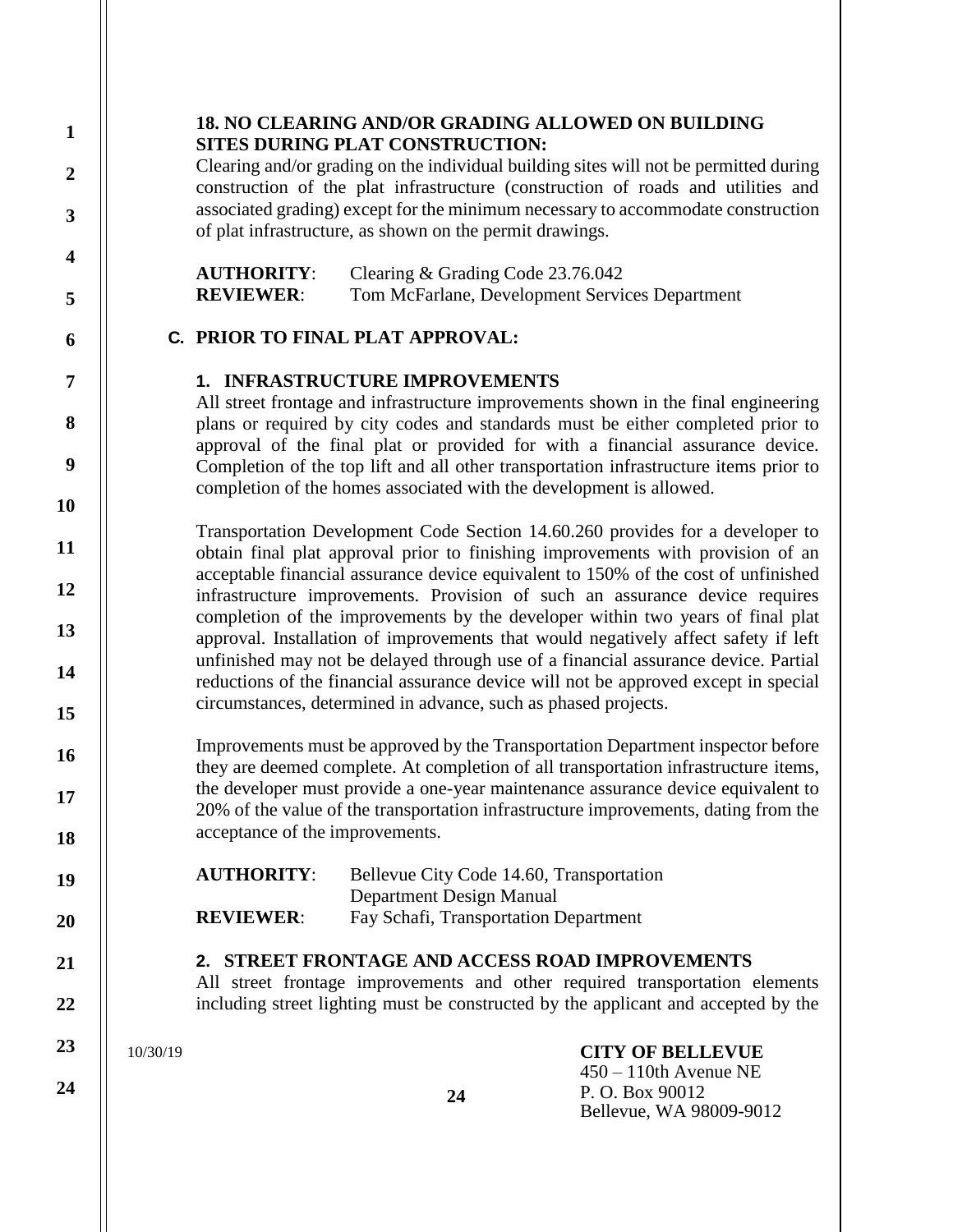**18. NO CLEARING AND/OR GRADING ALLOWED ON BUILDING SITES DURING PLAT CONSTRUCTION:**

Clearing and/or grading on the individual building sites will not be permitted during construction of the plat infrastructure (construction of roads and utilities and associated grading) except for the minimum necessary to accommodate construction of plat infrastructure, as shown on the permit drawings.

**AUTHORITY**: Clearing & Grading Code 23.76.042
**REVIEWER**: Tom McFarlane, Development Services Department

## C. PRIOR TO FINAL PLAT APPROVAL:

### 1. INFRASTRUCTURE IMPROVEMENTS

All street frontage and infrastructure improvements shown in the final engineering plans or required by city codes and standards must be either completed prior to approval of the final plat or provided for with a financial assurance device. Completion of the top lift and all other transportation infrastructure items prior to completion of the homes associated with the development is allowed.

Transportation Development Code Section 14.60.260 provides for a developer to obtain final plat approval prior to finishing improvements with provision of an acceptable financial assurance device equivalent to 150% of the cost of unfinished infrastructure improvements. Provision of such an assurance device requires completion of the improvements by the developer within two years of final plat approval. Installation of improvements that would negatively affect safety if left unfinished may not be delayed through use of a financial assurance device. Partial reductions of the financial assurance device will not be approved except in special circumstances, determined in advance, such as phased projects.

Improvements must be approved by the Transportation Department inspector before they are deemed complete. At completion of all transportation infrastructure items, the developer must provide a one-year maintenance assurance device equivalent to 20% of the value of the transportation infrastructure improvements, dating from the acceptance of the improvements.

**AUTHORITY**: Bellevue City Code 14.60, Transportation Department Design Manual
**REVIEWER**: Fay Schafi, Transportation Department

### 2. STREET FRONTAGE AND ACCESS ROAD IMPROVEMENTS

All street frontage improvements and other required transportation elements including street lighting must be constructed by the applicant and accepted by the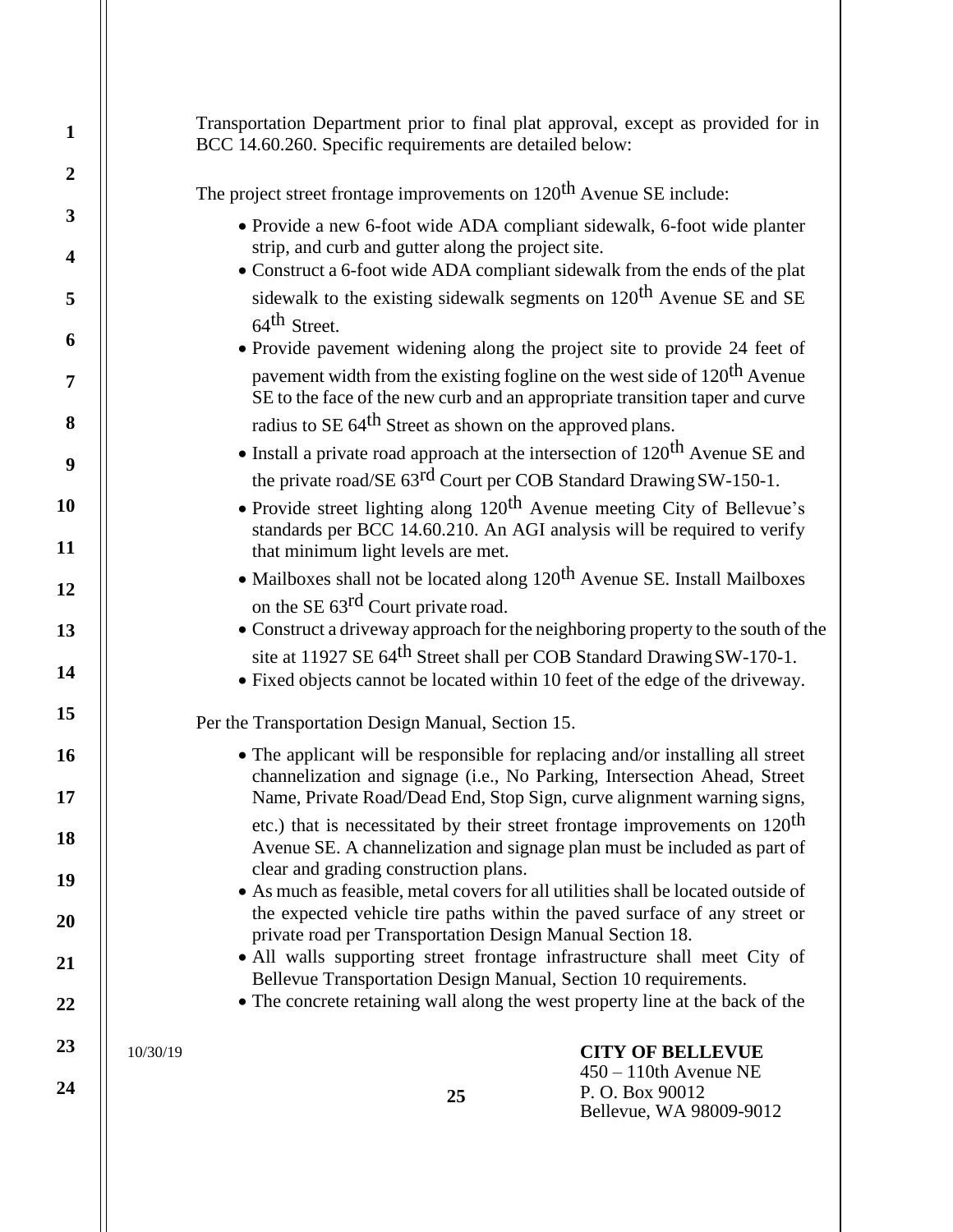Transportation Department prior to final plat approval, except as provided for in BCC 14.60.260. Specific requirements are detailed below:

The project street frontage improvements on 120th Avenue SE include:

- Provide a new 6-foot wide ADA compliant sidewalk, 6-foot wide planter strip, and curb and gutter along the project site.
- Construct a 6-foot wide ADA compliant sidewalk from the ends of the plat sidewalk to the existing sidewalk segments on 120th Avenue SE and SE 64th Street.
- Provide pavement widening along the project site to provide 24 feet of pavement width from the existing fogline on the west side of 120th Avenue SE to the face of the new curb and an appropriate transition taper and curve radius to SE 64th Street as shown on the approved plans.
- Install a private road approach at the intersection of 120th Avenue SE and the private road/SE 63rd Court per COB Standard Drawing SW-150-1.
- Provide street lighting along 120th Avenue meeting City of Bellevue's standards per BCC 14.60.210. An AGI analysis will be required to verify that minimum light levels are met.
- Mailboxes shall not be located along 120th Avenue SE. Install Mailboxes on the SE 63rd Court private road.
- Construct a driveway approach for the neighboring property to the south of the site at 11927 SE 64th Street shall per COB Standard Drawing SW-170-1.
- Fixed objects cannot be located within 10 feet of the edge of the driveway.

Per the Transportation Design Manual, Section 15.

- The applicant will be responsible for replacing and/or installing all street channelization and signage (i.e., No Parking, Intersection Ahead, Street Name, Private Road/Dead End, Stop Sign, curve alignment warning signs, etc.) that is necessitated by their street frontage improvements on 120th Avenue SE. A channelization and signage plan must be included as part of clear and grading construction plans.
- As much as feasible, metal covers for all utilities shall be located outside of the expected vehicle tire paths within the paved surface of any street or private road per Transportation Design Manual Section 18.
- All walls supporting street frontage infrastructure shall meet City of Bellevue Transportation Design Manual, Section 10 requirements.
- The concrete retaining wall along the west property line at the back of the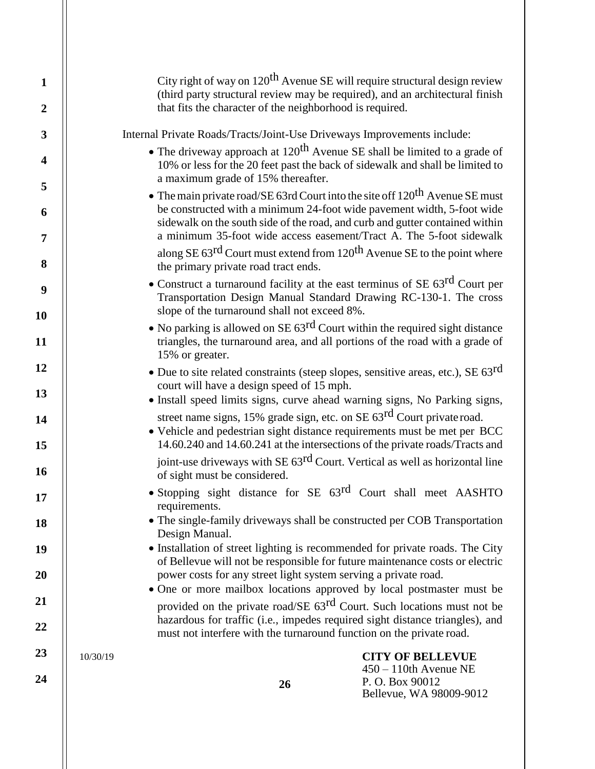City right of way on 120th Avenue SE will require structural design review (third party structural review may be required), and an architectural finish that fits the character of the neighborhood is required.

Internal Private Roads/Tracts/Joint-Use Driveways Improvements include:

- The driveway approach at 120th Avenue SE shall be limited to a grade of 10% or less for the 20 feet past the back of sidewalk and shall be limited to a maximum grade of 15% thereafter.
- The main private road/SE 63rd Court into the site off 120th Avenue SE must be constructed with a minimum 24-foot wide pavement width, 5-foot wide sidewalk on the south side of the road, and curb and gutter contained within a minimum 35-foot wide access easement/Tract A. The 5-foot sidewalk along SE 63rd Court must extend from 120th Avenue SE to the point where the primary private road tract ends.
- Construct a turnaround facility at the east terminus of SE 63rd Court per Transportation Design Manual Standard Drawing RC-130-1. The cross slope of the turnaround shall not exceed 8%.
- No parking is allowed on SE 63rd Court within the required sight distance triangles, the turnaround area, and all portions of the road with a grade of 15% or greater.
- Due to site related constraints (steep slopes, sensitive areas, etc.), SE 63rd court will have a design speed of 15 mph.
- Install speed limits signs, curve ahead warning signs, No Parking signs, street name signs, 15% grade sign, etc. on SE 63rd Court private road.
- Vehicle and pedestrian sight distance requirements must be met per BCC 14.60.240 and 14.60.241 at the intersections of the private roads/Tracts and joint-use driveways with SE 63rd Court. Vertical as well as horizontal line of sight must be considered.
- Stopping sight distance for SE 63rd Court shall meet AASHTO requirements.
- The single-family driveways shall be constructed per COB Transportation Design Manual.
- Installation of street lighting is recommended for private roads. The City of Bellevue will not be responsible for future maintenance costs or electric power costs for any street light system serving a private road.
- One or more mailbox locations approved by local postmaster must be provided on the private road/SE 63rd Court. Such locations must not be hazardous for traffic (i.e., impedes required sight distance triangles), and must not interfere with the turnaround function on the private road.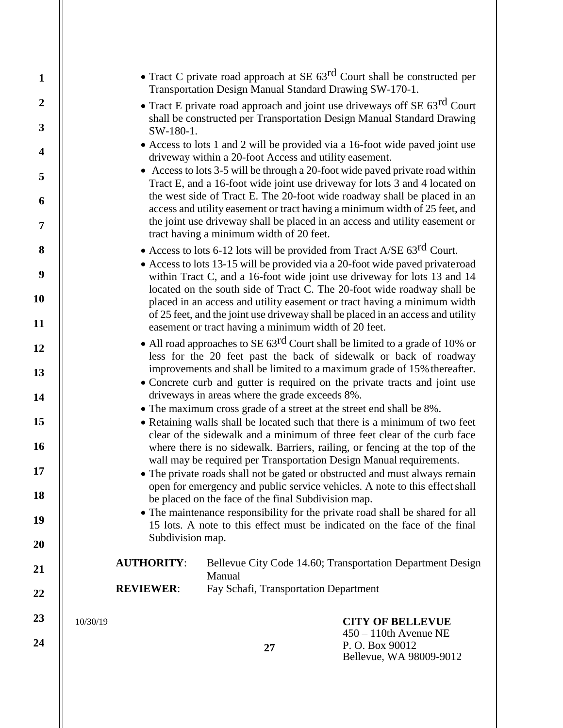- Tract C private road approach at SE 63rd Court shall be constructed per Transportation Design Manual Standard Drawing SW-170-1.
- Tract E private road approach and joint use driveways off SE 63rd Court shall be constructed per Transportation Design Manual Standard Drawing SW-180-1.
- Access to lots 1 and 2 will be provided via a 16-foot wide paved joint use driveway within a 20-foot Access and utility easement.
- Access to lots 3-5 will be through a 20-foot wide paved private road within Tract E, and a 16-foot wide joint use driveway for lots 3 and 4 located on the west side of Tract E. The 20-foot wide roadway shall be placed in an access and utility easement or tract having a minimum width of 25 feet, and the joint use driveway shall be placed in an access and utility easement or tract having a minimum width of 20 feet.
- Access to lots 6-12 lots will be provided from Tract A/SE 63rd Court.
- Access to lots 13-15 will be provided via a 20-foot wide paved privateroad within Tract C, and a 16-foot wide joint use driveway for lots 13 and 14 located on the south side of Tract C. The 20-foot wide roadway shall be placed in an access and utility easement or tract having a minimum width of 25 feet, and the joint use driveway shall be placed in an access and utility easement or tract having a minimum width of 20 feet.
- All road approaches to SE 63rd Court shall be limited to a grade of 10% or less for the 20 feet past the back of sidewalk or back of roadway improvements and shall be limited to a maximum grade of 15% thereafter.
- Concrete curb and gutter is required on the private tracts and joint use driveways in areas where the grade exceeds 8%.
- The maximum cross grade of a street at the street end shall be 8%.
- Retaining walls shall be located such that there is a minimum of two feet clear of the sidewalk and a minimum of three feet clear of the curb face where there is no sidewalk. Barriers, railing, or fencing at the top of the wall may be required per Transportation Design Manual requirements.
- The private roads shall not be gated or obstructed and must always remain open for emergency and public service vehicles. A note to this effect shall be placed on the face of the final Subdivision map.
- The maintenance responsibility for the private road shall be shared for all 15 lots. A note to this effect must be indicated on the face of the final Subdivision map.

**AUTHORITY**: Bellevue City Code 14.60; Transportation Department Design Manual

**REVIEWER**: Fay Schafi, Transportation Department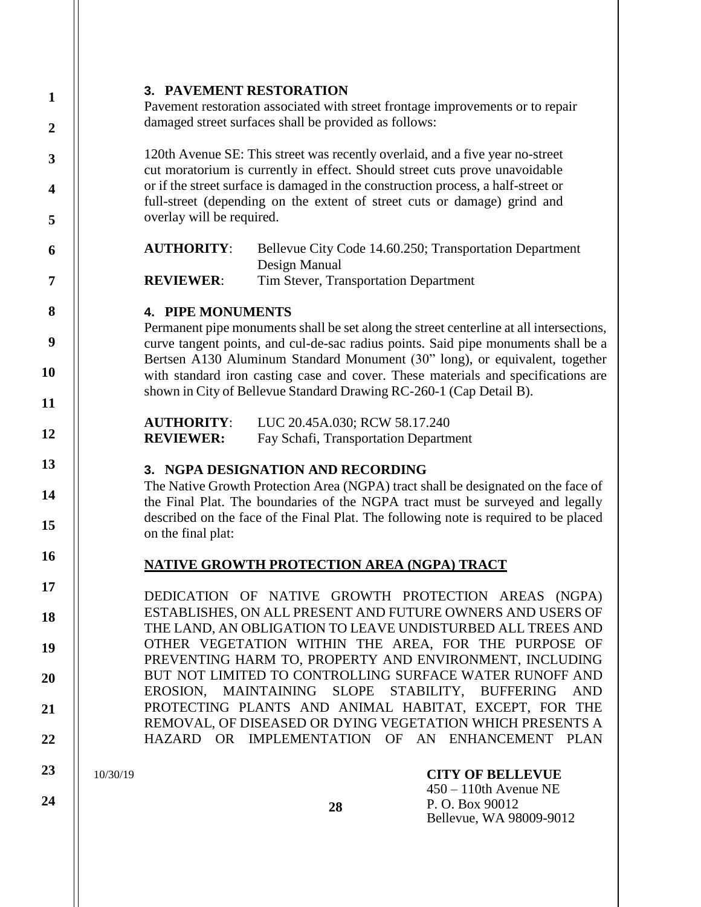### 3. PAVEMENT RESTORATION

Pavement restoration associated with street frontage improvements or to repair damaged street surfaces shall be provided as follows:

120th Avenue SE: This street was recently overlaid, and a five year no-street cut moratorium is currently in effect. Should street cuts prove unavoidable or if the street surface is damaged in the construction process, a half-street or full-street (depending on the extent of street cuts or damage) grind and overlay will be required.

**AUTHORITY**: Bellevue City Code 14.60.250; Transportation Department Design Manual
**REVIEWER**: Tim Stever, Transportation Department

### 4. PIPE MONUMENTS

Permanent pipe monuments shall be set along the street centerline at all intersections, curve tangent points, and cul-de-sac radius points. Said pipe monuments shall be a Bertsen A130 Aluminum Standard Monument (30" long), or equivalent, together with standard iron casting case and cover. These materials and specifications are shown in City of Bellevue Standard Drawing RC-260-1 (Cap Detail B).

**AUTHORITY**: LUC 20.45A.030; RCW 58.17.240
**REVIEWER:** Fay Schafi, Transportation Department

### 3. NGPA DESIGNATION AND RECORDING

The Native Growth Protection Area (NGPA) tract shall be designated on the face of the Final Plat. The boundaries of the NGPA tract must be surveyed and legally described on the face of the Final Plat. The following note is required to be placed on the final plat:

**NATIVE GROWTH PROTECTION AREA (NGPA) TRACT**

DEDICATION OF NATIVE GROWTH PROTECTION AREAS (NGPA) ESTABLISHES, ON ALL PRESENT AND FUTURE OWNERS AND USERS OF THE LAND, AN OBLIGATION TO LEAVE UNDISTURBED ALL TREES AND OTHER VEGETATION WITHIN THE AREA, FOR THE PURPOSE OF PREVENTING HARM TO, PROPERTY AND ENVIRONMENT, INCLUDING BUT NOT LIMITED TO CONTROLLING SURFACE WATER RUNOFF AND EROSION, MAINTAINING SLOPE STABILITY, BUFFERING AND PROTECTING PLANTS AND ANIMAL HABITAT, EXCEPT, FOR THE REMOVAL, OF DISEASED OR DYING VEGETATION WHICH PRESENTS A HAZARD OR IMPLEMENTATION OF AN ENHANCEMENT PLAN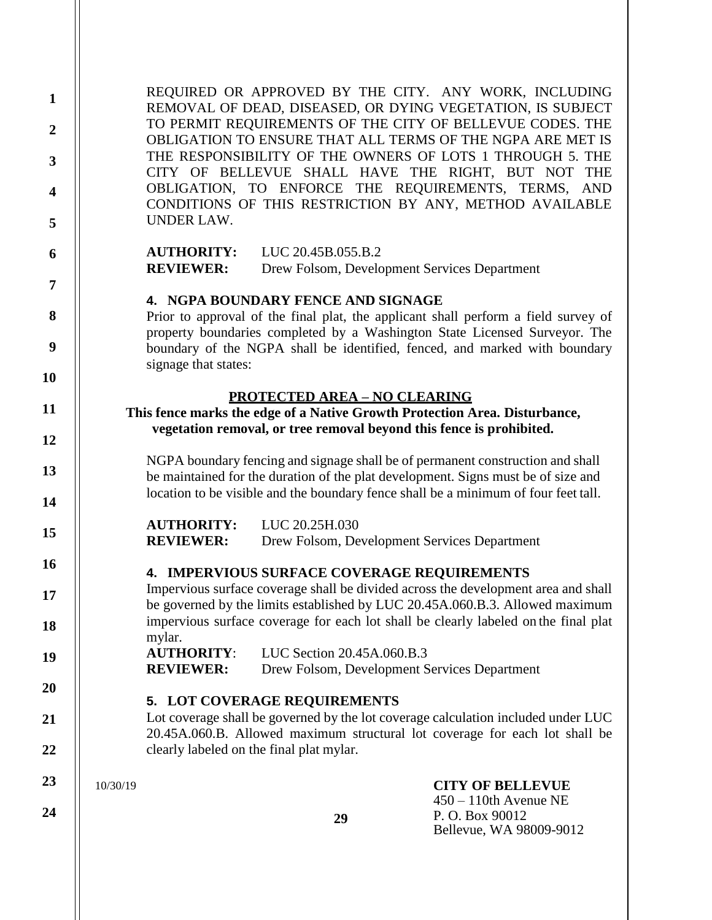REQUIRED OR APPROVED BY THE CITY. ANY WORK, INCLUDING REMOVAL OF DEAD, DISEASED, OR DYING VEGETATION, IS SUBJECT TO PERMIT REQUIREMENTS OF THE CITY OF BELLEVUE CODES. THE OBLIGATION TO ENSURE THAT ALL TERMS OF THE NGPA ARE MET IS THE RESPONSIBILITY OF THE OWNERS OF LOTS 1 THROUGH 5. THE CITY OF BELLEVUE SHALL HAVE THE RIGHT, BUT NOT THE OBLIGATION, TO ENFORCE THE REQUIREMENTS, TERMS, AND CONDITIONS OF THIS RESTRICTION BY ANY, METHOD AVAILABLE UNDER LAW.

**AUTHORITY:** LUC 20.45B.055.B.2
**REVIEWER:** Drew Folsom, Development Services Department

### 4. NGPA BOUNDARY FENCE AND SIGNAGE

Prior to approval of the final plat, the applicant shall perform a field survey of property boundaries completed by a Washington State Licensed Surveyor. The boundary of the NGPA shall be identified, fenced, and marked with boundary signage that states:

**PROTECTED AREA – NO CLEARING**

**This fence marks the edge of a Native Growth Protection Area. Disturbance, vegetation removal, or tree removal beyond this fence is prohibited.**

NGPA boundary fencing and signage shall be of permanent construction and shall be maintained for the duration of the plat development. Signs must be of size and location to be visible and the boundary fence shall be a minimum of four feet tall.

**AUTHORITY:** LUC 20.25H.030
**REVIEWER:** Drew Folsom, Development Services Department

### 4. IMPERVIOUS SURFACE COVERAGE REQUIREMENTS

Impervious surface coverage shall be divided across the development area and shall be governed by the limits established by LUC 20.45A.060.B.3. Allowed maximum impervious surface coverage for each lot shall be clearly labeled on the final plat mylar.

**AUTHORITY**: LUC Section 20.45A.060.B.3
**REVIEWER:** Drew Folsom, Development Services Department

### 5. LOT COVERAGE REQUIREMENTS

Lot coverage shall be governed by the lot coverage calculation included under LUC 20.45A.060.B. Allowed maximum structural lot coverage for each lot shall be clearly labeled on the final plat mylar.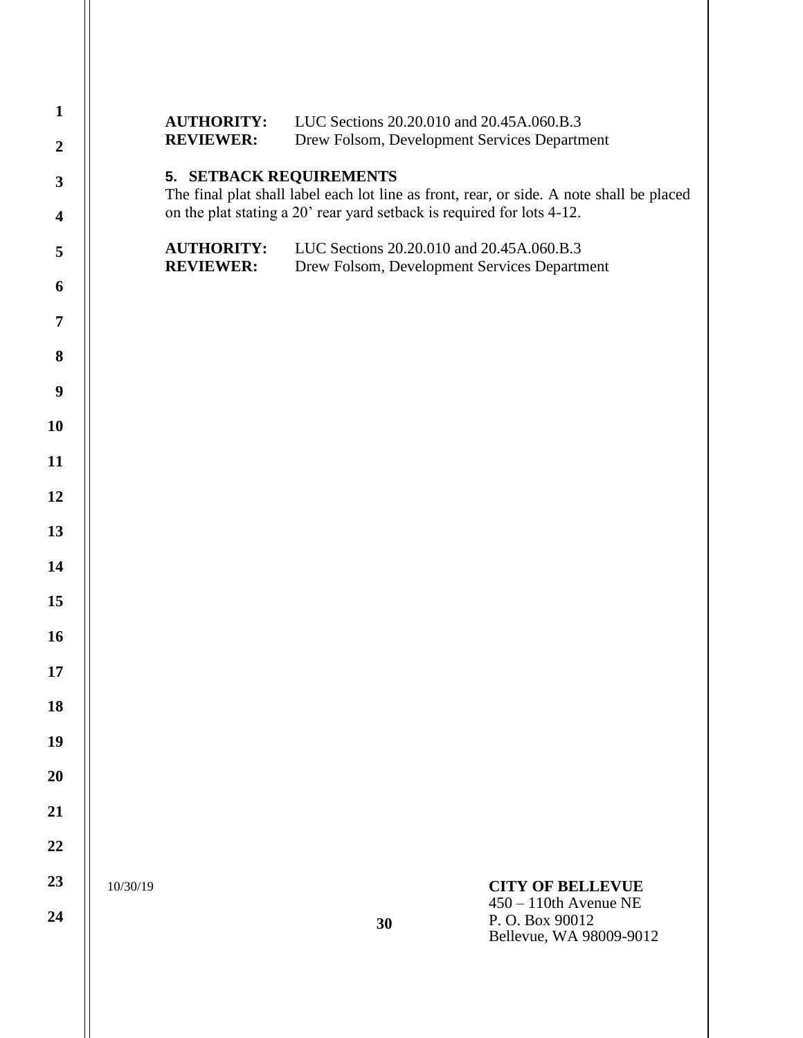**AUTHORITY:** LUC Sections 20.20.010 and 20.45A.060.B.3
**REVIEWER:** Drew Folsom, Development Services Department

### 5. SETBACK REQUIREMENTS

The final plat shall label each lot line as front, rear, or side. A note shall be placed on the plat stating a 20' rear yard setback is required for lots 4-12.

**AUTHORITY:** LUC Sections 20.20.010 and 20.45A.060.B.3
**REVIEWER:** Drew Folsom, Development Services Department